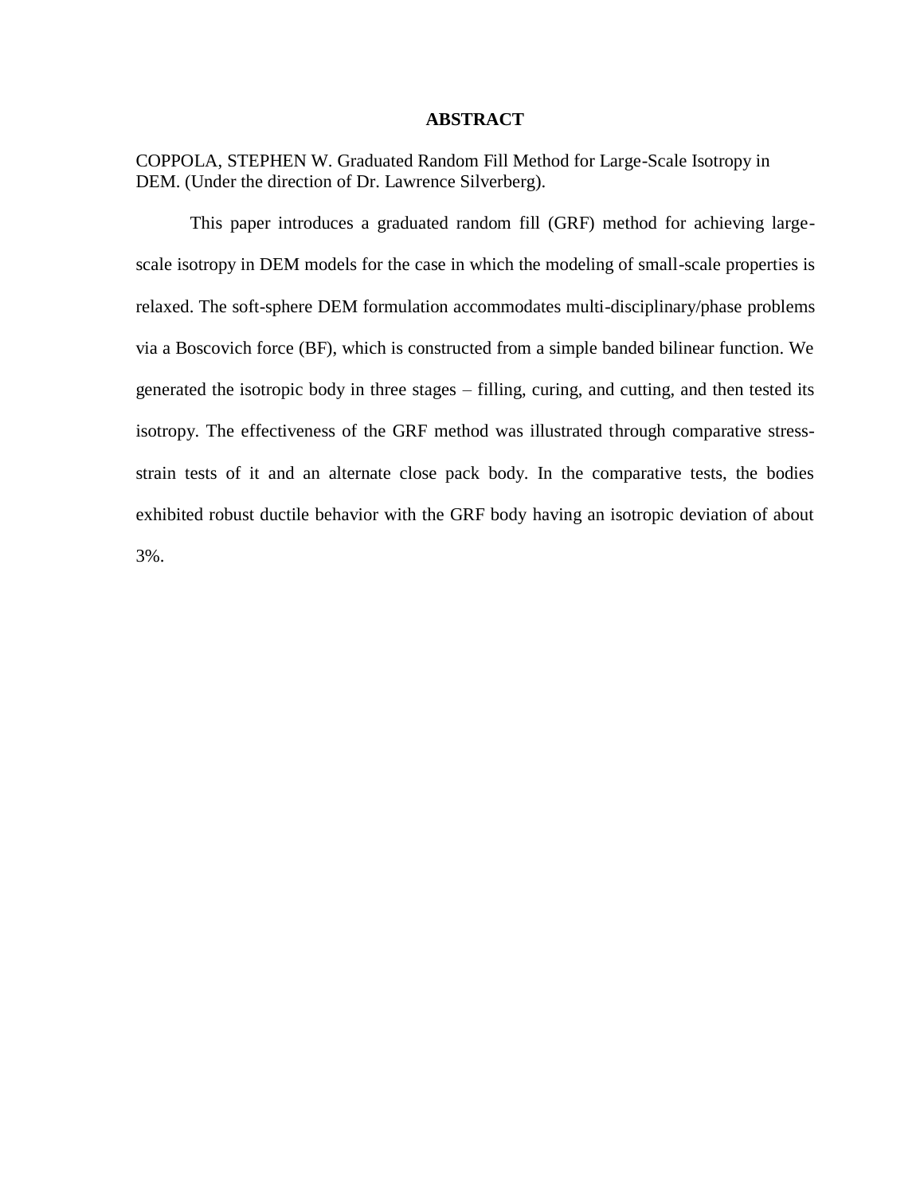# ABSTRACT

COPPOLA, STEPHEN W. Graduated Random Fill Method for Large-Scale Isotropy in DEM. (Under the direction of Dr. Lawrence Silverberg).

This paper introduces a graduated random fill (GRF) method for achieving large-scale isotropy in DEM models for the case in which the modeling of small-scale properties is relaxed. The soft-sphere DEM formulation accommodates multi-disciplinary/phase problems via a Boscovich force (BF), which is constructed from a simple banded bilinear function. We generated the isotropic body in three stages – filling, curing, and cutting, and then tested its isotropy. The effectiveness of the GRF method was illustrated through comparative stress-strain tests of it and an alternate close pack body. In the comparative tests, the bodies exhibited robust ductile behavior with the GRF body having an isotropic deviation of about 3%.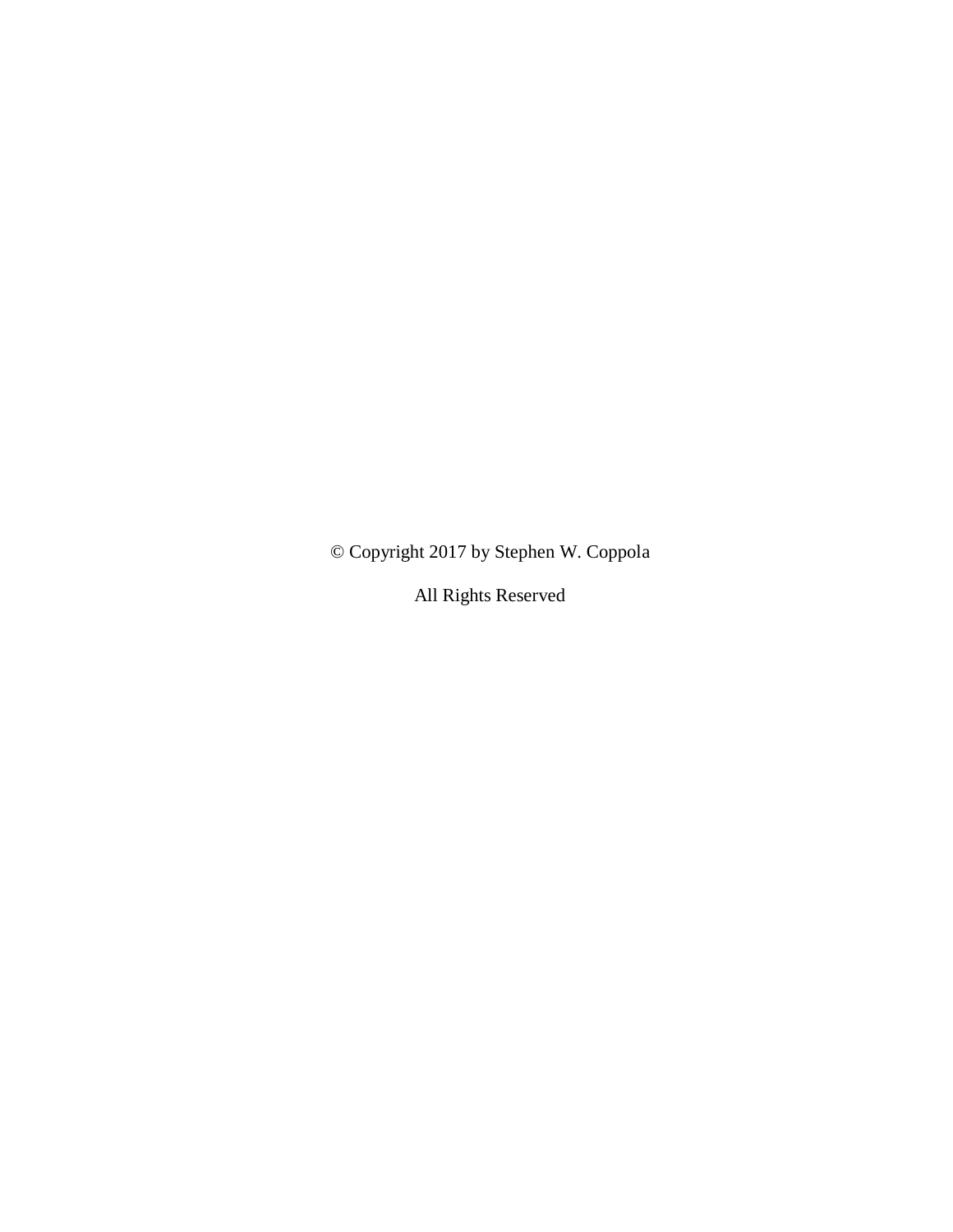© Copyright 2017 by Stephen W. Coppola

All Rights Reserved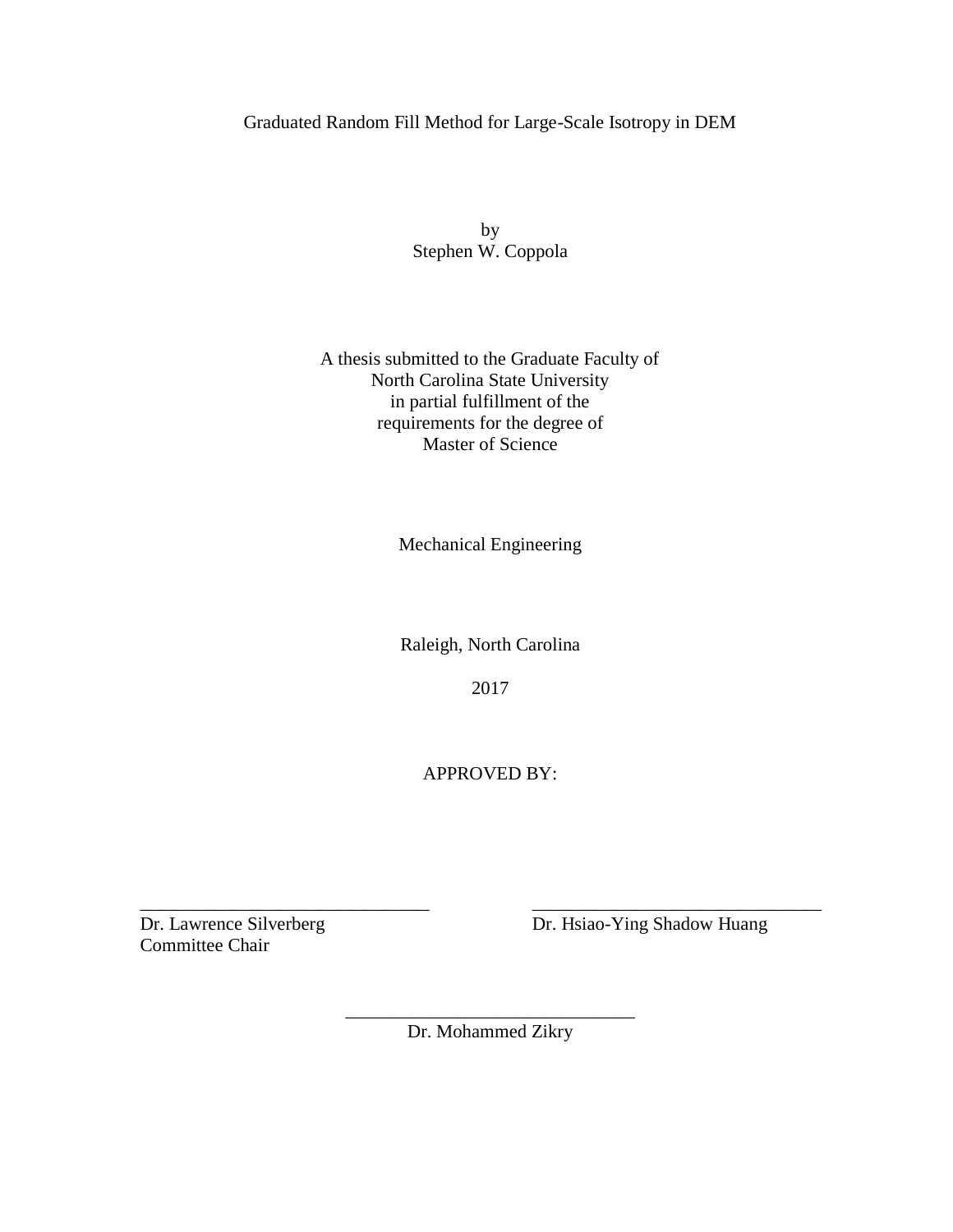# Graduated Random Fill Method for Large-Scale Isotropy in DEM

by
Stephen W. Coppola

A thesis submitted to the Graduate Faculty of
North Carolina State University
in partial fulfillment of the
requirements for the degree of
Master of Science

Mechanical Engineering

Raleigh, North Carolina

2017

APPROVED BY:

_______________________________
Dr. Lawrence Silverberg
Committee Chair

_______________________________
Dr. Hsiao-Ying Shadow Huang

_______________________________
Dr. Mohammed Zikry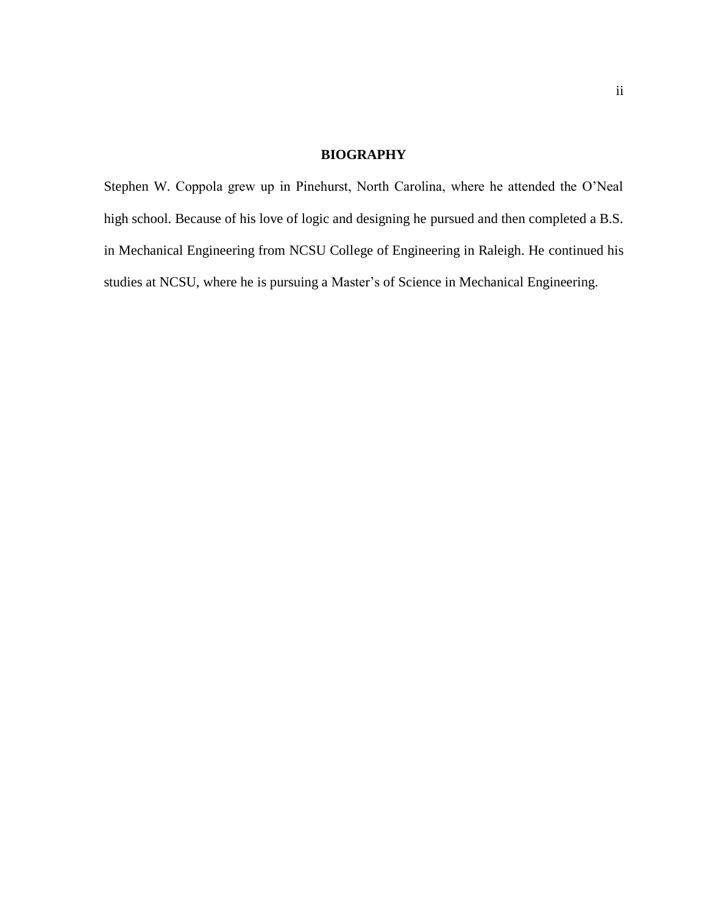# BIOGRAPHY

Stephen W. Coppola grew up in Pinehurst, North Carolina, where he attended the O'Neal high school. Because of his love of logic and designing he pursued and then completed a B.S. in Mechanical Engineering from NCSU College of Engineering in Raleigh. He continued his studies at NCSU, where he is pursuing a Master's of Science in Mechanical Engineering.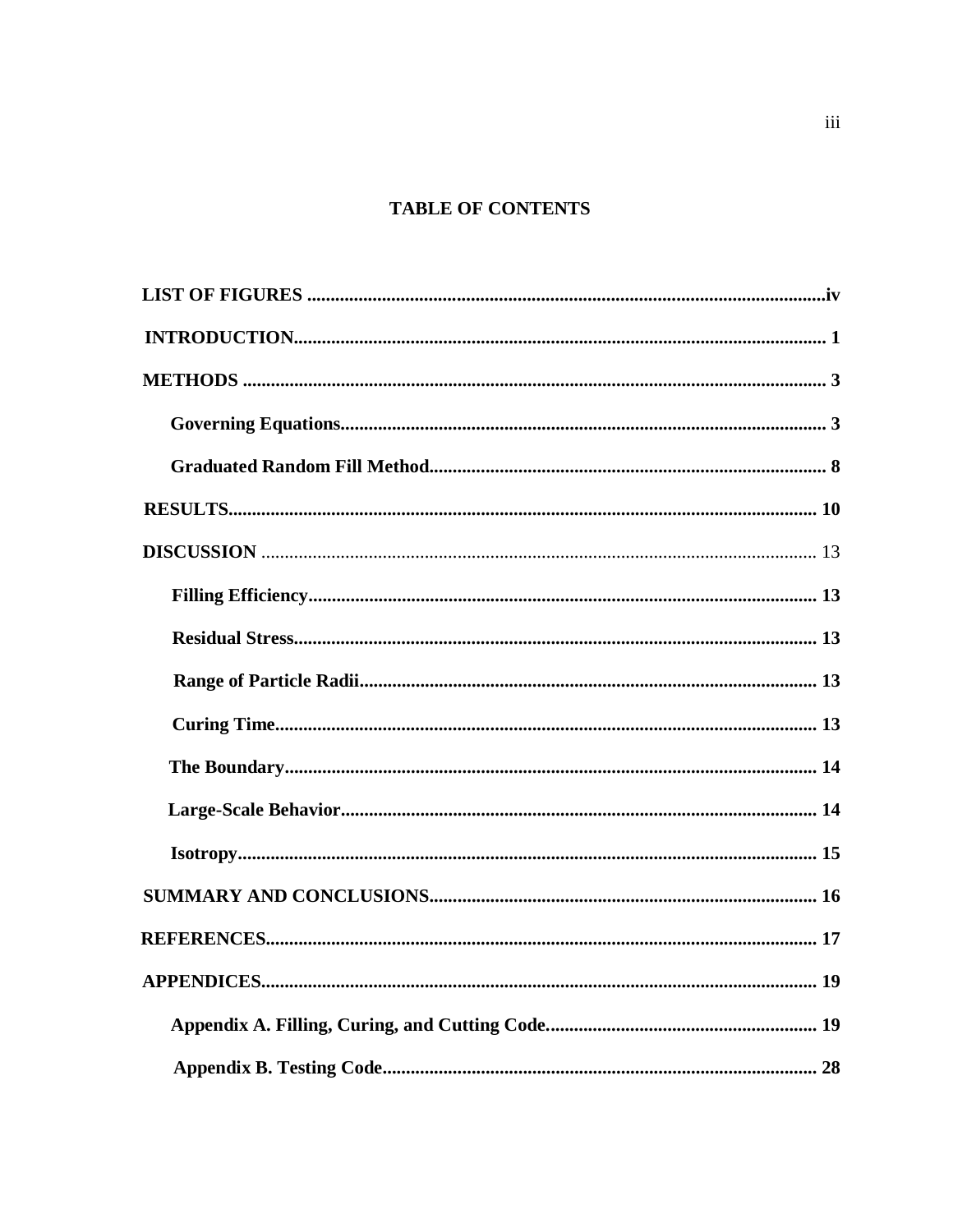# TABLE OF CONTENTS

**LIST OF FIGURES** .......... **iv**

**INTRODUCTION** .......... **1**

**METHODS** .......... **3**

- **Governing Equations** .......... **3**
- **Graduated Random Fill Method** .......... **8**

**RESULTS** .......... **10**

**DISCUSSION** .......... 13

- **Filling Efficiency** .......... **13**
- **Residual Stress** .......... **13**
- **Range of Particle Radii** .......... **13**
- **Curing Time** .......... **13**
- **The Boundary** .......... **14**
- **Large-Scale Behavior** .......... **14**
- **Isotropy** .......... **15**

**SUMMARY AND CONCLUSIONS** .......... **16**

**REFERENCES** .......... **17**

**APPENDICES** .......... **19**

- **Appendix A. Filling, Curing, and Cutting Code** .......... **19**
- **Appendix B. Testing Code** .......... **28**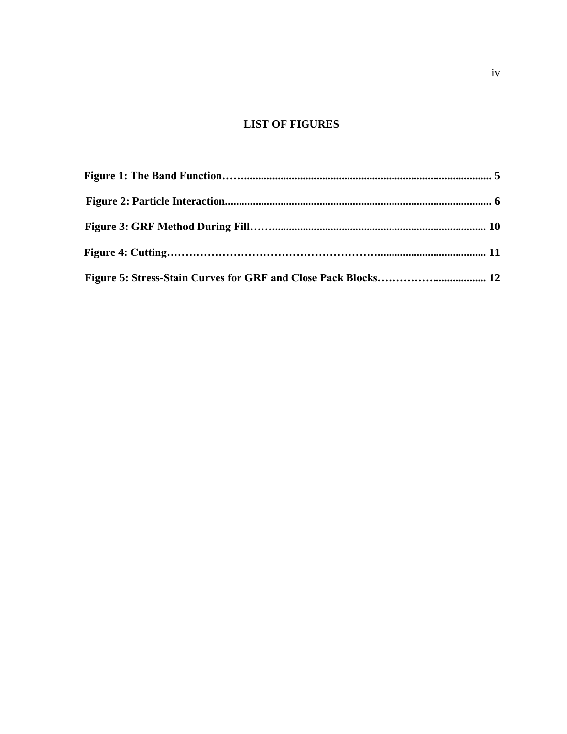# LIST OF FIGURES

**Figure 1: The Band Function……........................................................................................ 5**

**Figure 2: Particle Interaction................................................................................................ 6**

**Figure 3: GRF Method During Fill……............................................................................. 10**

**Figure 4: Cutting…………………………………………………......................................... 11**

**Figure 5: Stress-Stain Curves for GRF and Close Pack Blocks……………................... 12**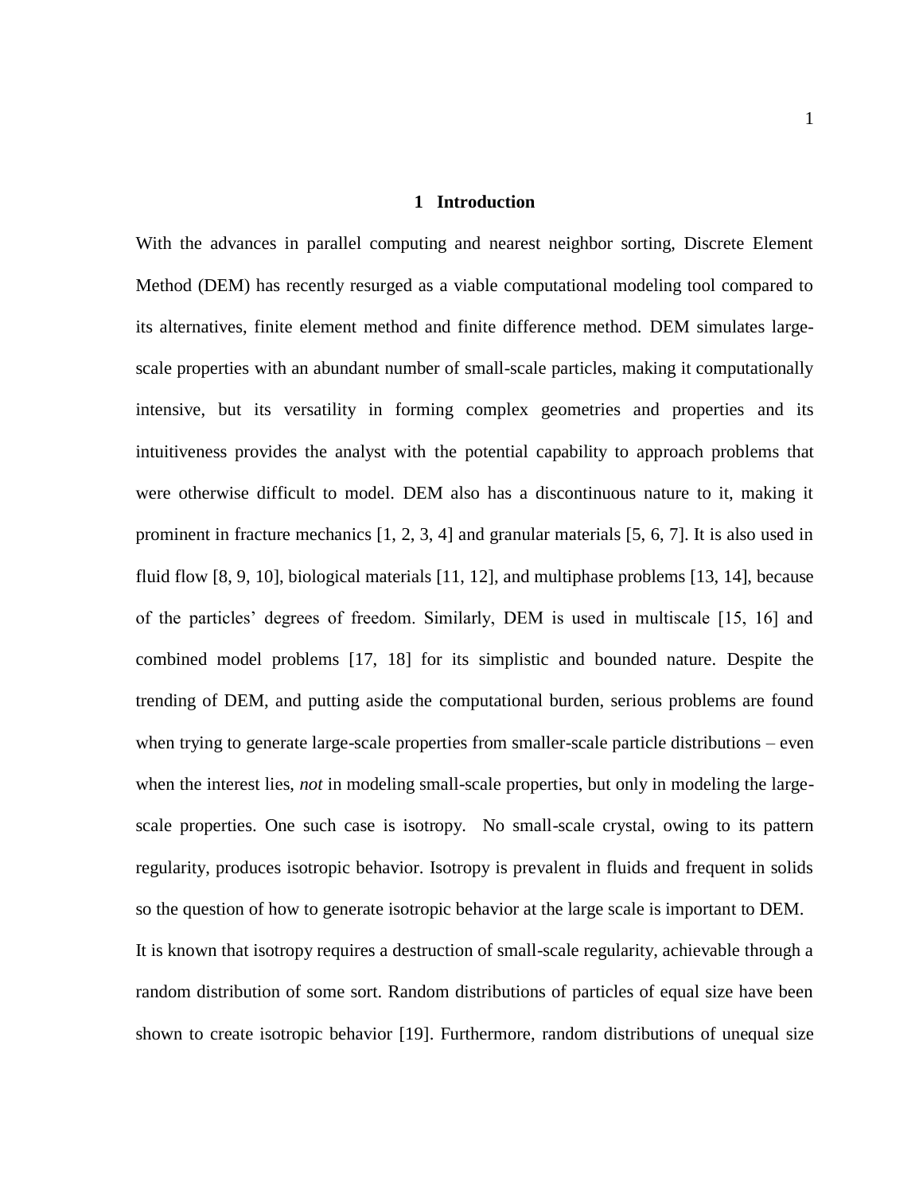# 1 Introduction

With the advances in parallel computing and nearest neighbor sorting, Discrete Element Method (DEM) has recently resurged as a viable computational modeling tool compared to its alternatives, finite element method and finite difference method. DEM simulates large-scale properties with an abundant number of small-scale particles, making it computationally intensive, but its versatility in forming complex geometries and properties and its intuitiveness provides the analyst with the potential capability to approach problems that were otherwise difficult to model. DEM also has a discontinuous nature to it, making it prominent in fracture mechanics [1, 2, 3, 4] and granular materials [5, 6, 7]. It is also used in fluid flow [8, 9, 10], biological materials [11, 12], and multiphase problems [13, 14], because of the particles' degrees of freedom. Similarly, DEM is used in multiscale [15, 16] and combined model problems [17, 18] for its simplistic and bounded nature. Despite the trending of DEM, and putting aside the computational burden, serious problems are found when trying to generate large-scale properties from smaller-scale particle distributions – even when the interest lies, *not* in modeling small-scale properties, but only in modeling the large-scale properties. One such case is isotropy. No small-scale crystal, owing to its pattern regularity, produces isotropic behavior. Isotropy is prevalent in fluids and frequent in solids so the question of how to generate isotropic behavior at the large scale is important to DEM.

It is known that isotropy requires a destruction of small-scale regularity, achievable through a random distribution of some sort. Random distributions of particles of equal size have been shown to create isotropic behavior [19]. Furthermore, random distributions of unequal size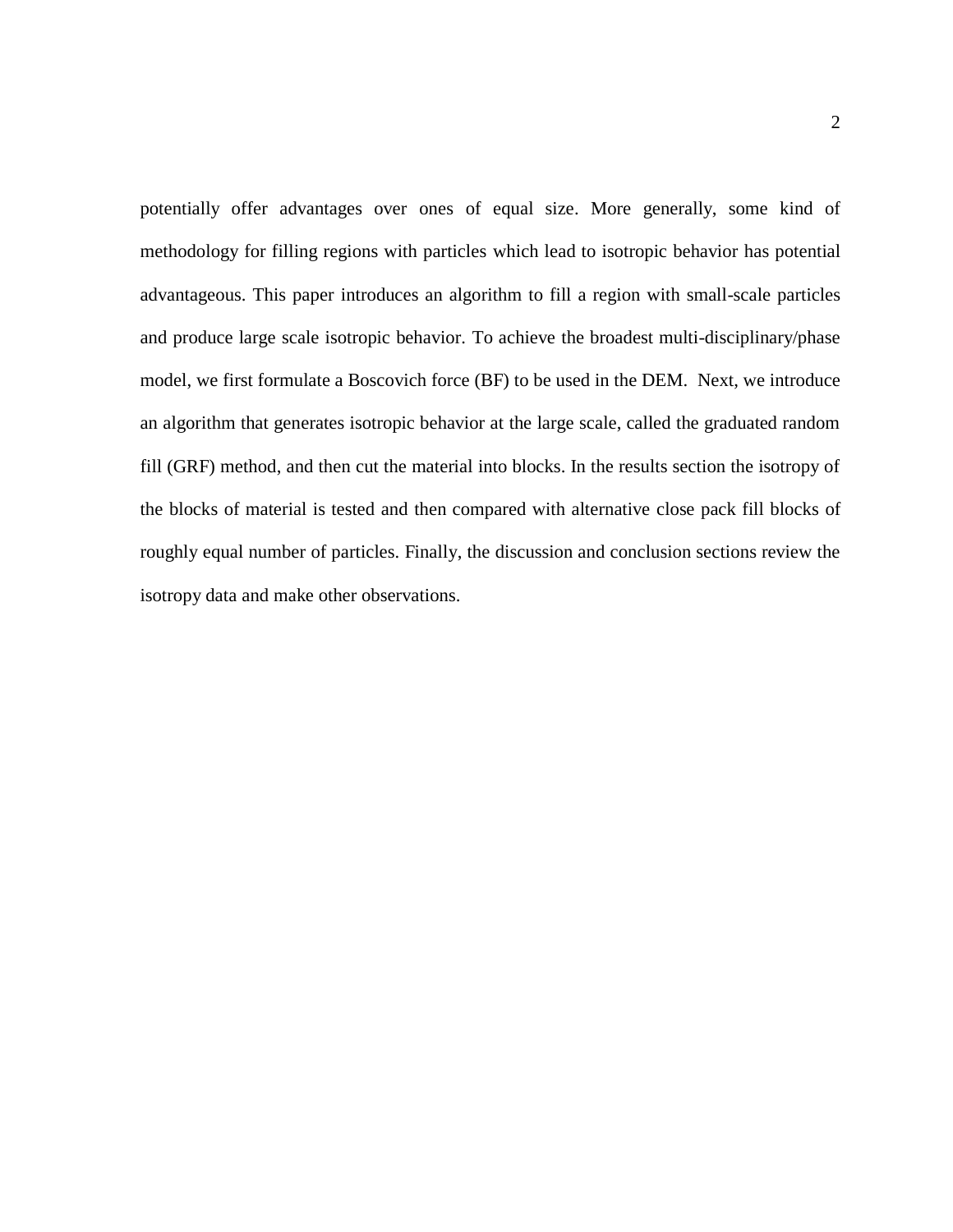potentially offer advantages over ones of equal size. More generally, some kind of methodology for filling regions with particles which lead to isotropic behavior has potential advantageous. This paper introduces an algorithm to fill a region with small-scale particles and produce large scale isotropic behavior. To achieve the broadest multi-disciplinary/phase model, we first formulate a Boscovich force (BF) to be used in the DEM. Next, we introduce an algorithm that generates isotropic behavior at the large scale, called the graduated random fill (GRF) method, and then cut the material into blocks. In the results section the isotropy of the blocks of material is tested and then compared with alternative close pack fill blocks of roughly equal number of particles. Finally, the discussion and conclusion sections review the isotropy data and make other observations.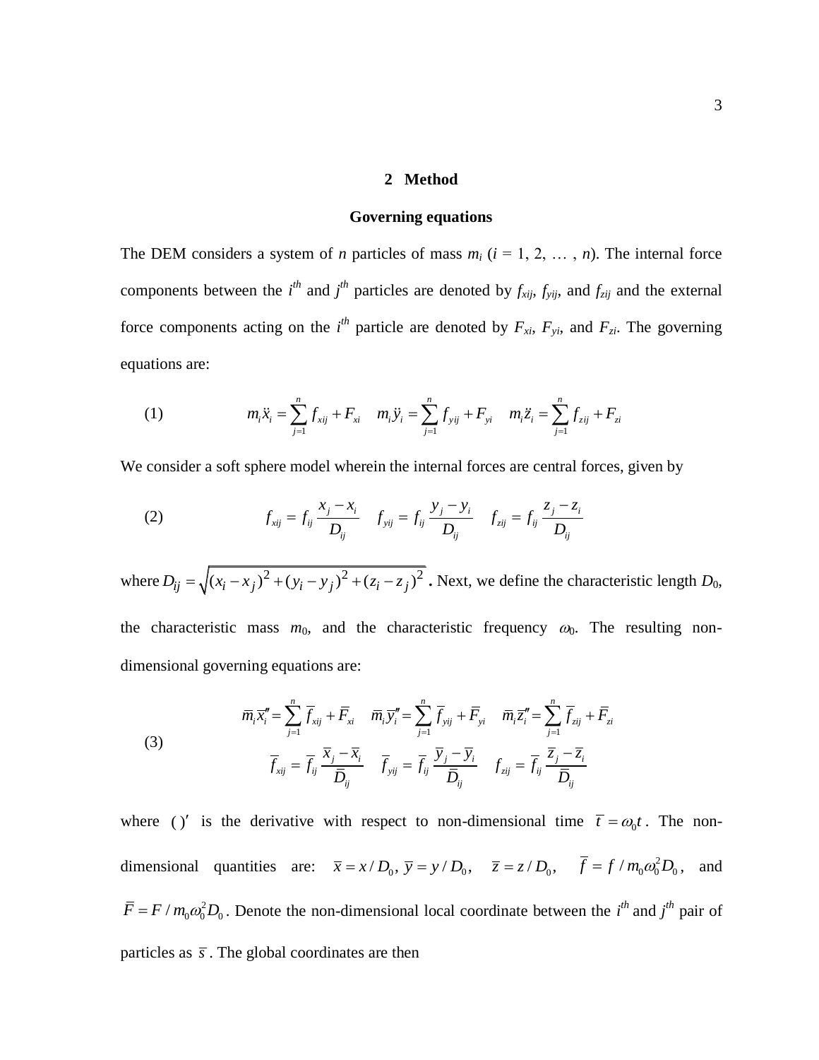## 2 Method

### Governing equations

The DEM considers a system of $n$ particles of mass $m_i$ ($i$ = 1, 2, … , $n$). The internal force components between the $i^{th}$ and $j^{th}$ particles are denoted by $f_{xij}$, $f_{yij}$, and $f_{zij}$ and the external force components acting on the $i^{th}$ particle are denoted by $F_{xi}$, $F_{yi}$, and $F_{zi}$. The governing equations are:

$$m_i \ddot{x}_i = \sum_{j=1}^{n} f_{xij} + F_{xi} \quad m_i \ddot{y}_i = \sum_{j=1}^{n} f_{yij} + F_{yi} \quad m_i \ddot{z}_i = \sum_{j=1}^{n} f_{zij} + F_{zi} \tag{1}$$

We consider a soft sphere model wherein the internal forces are central forces, given by

$$f_{xij} = f_{ij} \frac{x_j - x_i}{D_{ij}} \quad f_{yij} = f_{ij} \frac{y_j - y_i}{D_{ij}} \quad f_{zij} = f_{ij} \frac{z_j - z_i}{D_{ij}} \tag{2}$$

where $D_{ij} = \sqrt{(x_i - x_j)^2 + (y_i - y_j)^2 + (z_i - z_j)^2}$ **.** Next, we define the characteristic length $D_0$, the characteristic mass $m_0$, and the characteristic frequency $\omega_0$. The resulting non-dimensional governing equations are:

$$\begin{gathered} \bar{m}_i \bar{x}_i'' = \sum_{j=1}^{n} \bar{f}_{xij} + \bar{F}_{xi} \quad \bar{m}_i \bar{y}_i'' = \sum_{j=1}^{n} \bar{f}_{yij} + \bar{F}_{yi} \quad \bar{m}_i \bar{z}_i'' = \sum_{j=1}^{n} \bar{f}_{zij} + \bar{F}_{zi} \\ \bar{f}_{xij} = \bar{f}_{ij} \frac{\bar{x}_j - \bar{x}_i}{\bar{D}_{ij}} \quad \bar{f}_{yij} = \bar{f}_{ij} \frac{\bar{y}_j - \bar{y}_i}{\bar{D}_{ij}} \quad f_{zij} = \bar{f}_{ij} \frac{\bar{z}_j - \bar{z}_i}{\bar{D}_{ij}} \end{gathered} \tag{3}$$

where $(\,)'$ is the derivative with respect to non-dimensional time $\bar{t} = \omega_0 t$. The non-dimensional quantities are: $\bar{x} = x / D_0$, $\bar{y} = y / D_0$, $\bar{z} = z / D_0$, $\bar{f} = f / m_0 \omega_0^2 D_0$, and $\bar{F} = F / m_0 \omega_0^2 D_0$. Denote the non-dimensional local coordinate between the $i^{th}$ and $j^{th}$ pair of particles as $\bar{s}$. The global coordinates are then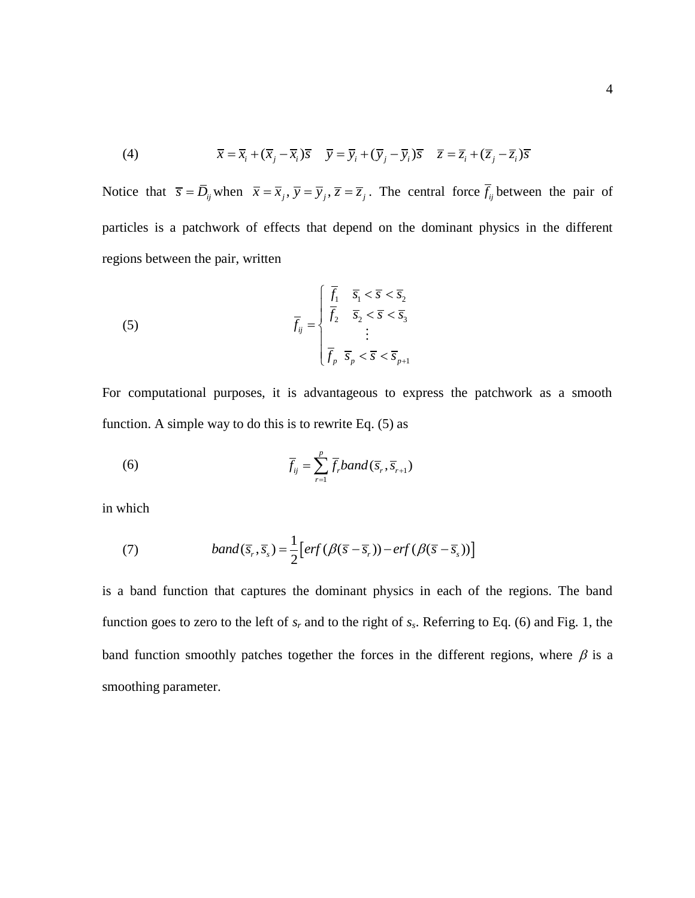(4) $$\bar{x} = \bar{x}_i + (\bar{x}_j - \bar{x}_i)\bar{s} \quad \bar{y} = \bar{y}_i + (\bar{y}_j - \bar{y}_i)\bar{s} \quad \bar{z} = \bar{z}_i + (\bar{z}_j - \bar{z}_i)\bar{s}$$

Notice that $\bar{s} = \bar{D}_{ij}$ when $\bar{x} = \bar{x}_j, \bar{y} = \bar{y}_j, \bar{z} = \bar{z}_j$. The central force $\bar{f}_{ij}$ between the pair of particles is a patchwork of effects that depend on the dominant physics in the different regions between the pair, written

(5) $$\bar{f}_{ij} = \begin{cases} \bar{f}_1 & \bar{s}_1 < \bar{s} < \bar{s}_2 \\ \bar{f}_2 & \bar{s}_2 < \bar{s} < \bar{s}_3 \\ & \vdots \\ \bar{f}_p & \bar{s}_p < \bar{s} < \bar{s}_{p+1} \end{cases}$$

For computational purposes, it is advantageous to express the patchwork as a smooth function. A simple way to do this is to rewrite Eq. (5) as

(6) $$\bar{f}_{ij} = \sum_{r=1}^{p} \bar{f}_r band(\bar{s}_r, \bar{s}_{r+1})$$

in which

(7) $$band(\bar{s}_r, \bar{s}_s) = \frac{1}{2}\left[erf(\beta(\bar{s} - \bar{s}_r)) - erf(\beta(\bar{s} - \bar{s}_s))\right]$$

is a band function that captures the dominant physics in each of the regions. The band function goes to zero to the left of $s_r$ and to the right of $s_s$. Referring to Eq. (6) and Fig. 1, the band function smoothly patches together the forces in the different regions, where $\beta$ is a smoothing parameter.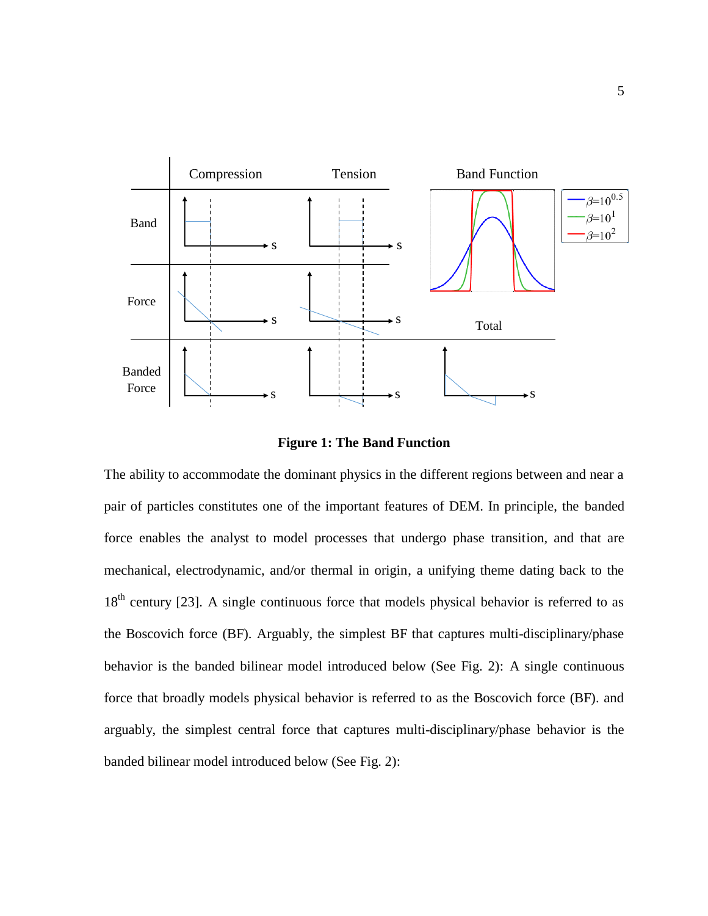**Figure 1: The Band Function**

The ability to accommodate the dominant physics in the different regions between and near a pair of particles constitutes one of the important features of DEM. In principle, the banded force enables the analyst to model processes that undergo phase transition, and that are mechanical, electrodynamic, and/or thermal in origin, a unifying theme dating back to the 18th century [23]. A single continuous force that models physical behavior is referred to as the Boscovich force (BF). Arguably, the simplest BF that captures multi-disciplinary/phase behavior is the banded bilinear model introduced below (See Fig. 2): A single continuous force that broadly models physical behavior is referred to as the Boscovich force (BF). and arguably, the simplest central force that captures multi-disciplinary/phase behavior is the banded bilinear model introduced below (See Fig. 2):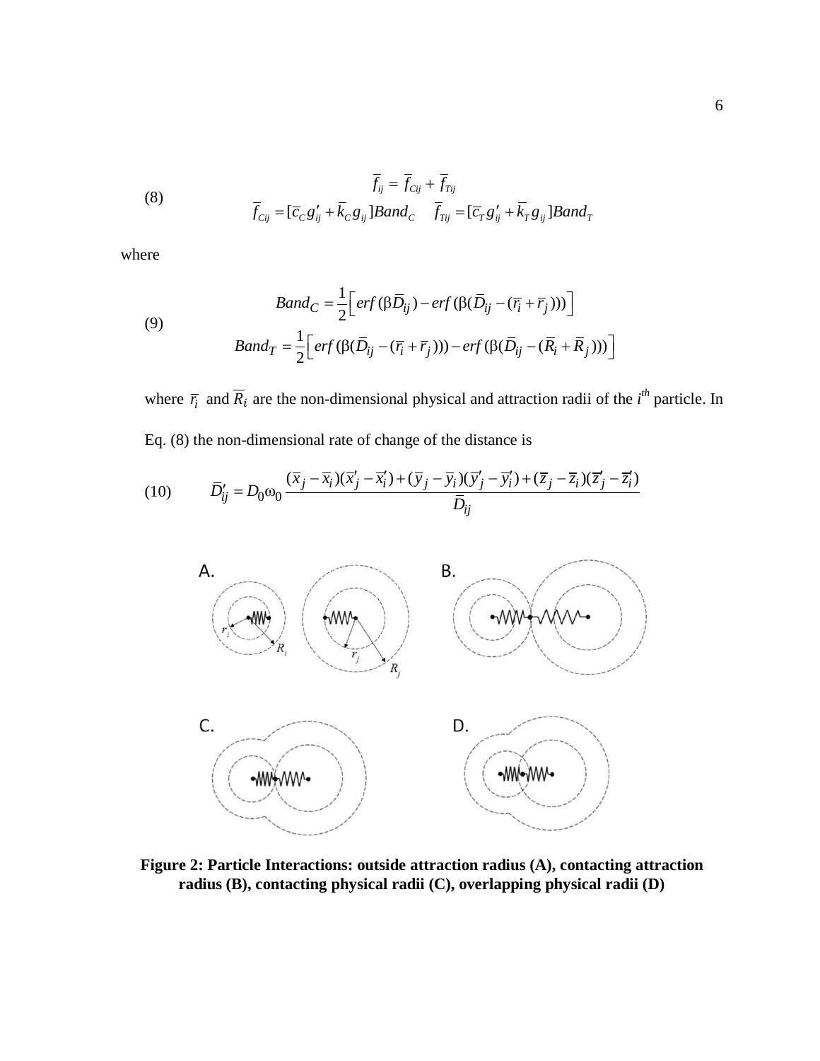$$\bar{f}_{ij} = \bar{f}_{Cij} + \bar{f}_{Tij} \tag{8}$$

$$\bar{f}_{Cij} = [\bar{c}_C g'_{ij} + \bar{k}_C g_{ij}]Band_C \qquad \bar{f}_{Tij} = [\bar{c}_T g'_{ij} + \bar{k}_T g_{ij}]Band_T$$

where

$$Band_C = \frac{1}{2}\left[ erf(\beta \bar{D}_{ij}) - erf(\beta(\bar{D}_{ij} - (\bar{r}_i + \bar{r}_j))) \right] \tag{9}$$

$$Band_T = \frac{1}{2}\left[ erf(\beta(\bar{D}_{ij} - (\bar{r}_i + \bar{r}_j))) - erf(\beta(\bar{D}_{ij} - (\bar{R}_i + \bar{R}_j))) \right]$$

where $\bar{r}_i$ and $\bar{R}_i$ are the non-dimensional physical and attraction radii of the $i^{th}$ particle. In Eq. (8) the non-dimensional rate of change of the distance is

$$\bar{D}'_{ij} = D_0 \omega_0 \frac{(\bar{x}_j - \bar{x}_i)(\bar{x}'_j - \bar{x}'_i) + (\bar{y}_j - \bar{y}_i)(\bar{y}'_j - \bar{y}'_i) + (\bar{z}_j - \bar{z}_i)(\bar{z}'_j - \bar{z}'_i)}{\bar{D}_{ij}} \tag{10}$$

**Figure 2: Particle Interactions: outside attraction radius (A), contacting attraction radius (B), contacting physical radii (C), overlapping physical radii (D)**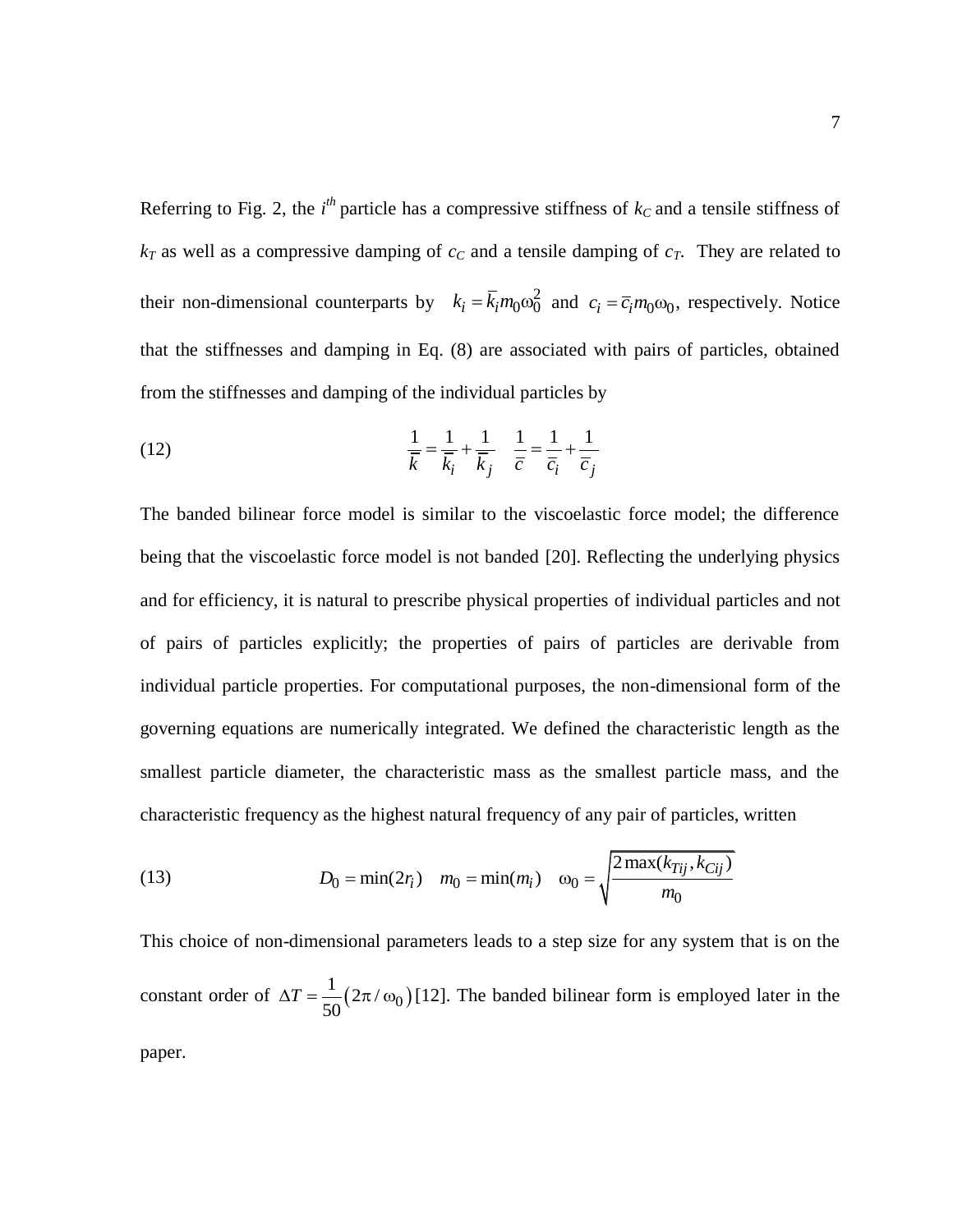Referring to Fig. 2, the $i^{th}$ particle has a compressive stiffness of $k_C$ and a tensile stiffness of $k_T$ as well as a compressive damping of $c_C$ and a tensile damping of $c_T$. They are related to their non-dimensional counterparts by $k_i = \bar{k}_i m_0 \omega_0^2$ and $c_i = \bar{c}_i m_0 \omega_0$, respectively. Notice that the stiffnesses and damping in Eq. (8) are associated with pairs of particles, obtained from the stiffnesses and damping of the individual particles by

$$\frac{1}{\bar{k}} = \frac{1}{\bar{k}_i} + \frac{1}{\bar{k}_j} \quad \frac{1}{\bar{c}} = \frac{1}{\bar{c}_i} + \frac{1}{\bar{c}_j} \tag{12}$$

The banded bilinear force model is similar to the viscoelastic force model; the difference being that the viscoelastic force model is not banded [20]. Reflecting the underlying physics and for efficiency, it is natural to prescribe physical properties of individual particles and not of pairs of particles explicitly; the properties of pairs of particles are derivable from individual particle properties. For computational purposes, the non-dimensional form of the governing equations are numerically integrated. We defined the characteristic length as the smallest particle diameter, the characteristic mass as the smallest particle mass, and the characteristic frequency as the highest natural frequency of any pair of particles, written

$$D_0 = \min(2r_i) \quad m_0 = \min(m_i) \quad \omega_0 = \sqrt{\frac{2\max(k_{Tij}, k_{Cij})}{m_0}} \tag{13}$$

This choice of non-dimensional parameters leads to a step size for any system that is on the constant order of $\Delta T = \frac{1}{50}\left(2\pi / \omega_0\right)$ [12]. The banded bilinear form is employed later in the paper.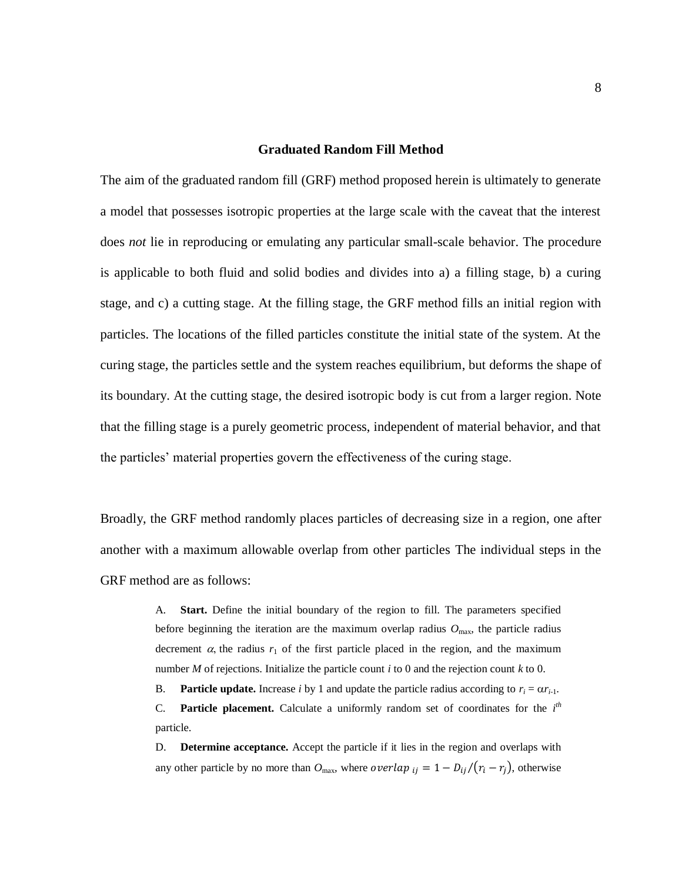## Graduated Random Fill Method

The aim of the graduated random fill (GRF) method proposed herein is ultimately to generate a model that possesses isotropic properties at the large scale with the caveat that the interest does *not* lie in reproducing or emulating any particular small-scale behavior. The procedure is applicable to both fluid and solid bodies and divides into a) a filling stage, b) a curing stage, and c) a cutting stage. At the filling stage, the GRF method fills an initial region with particles. The locations of the filled particles constitute the initial state of the system. At the curing stage, the particles settle and the system reaches equilibrium, but deforms the shape of its boundary. At the cutting stage, the desired isotropic body is cut from a larger region. Note that the filling stage is a purely geometric process, independent of material behavior, and that the particles' material properties govern the effectiveness of the curing stage.

Broadly, the GRF method randomly places particles of decreasing size in a region, one after another with a maximum allowable overlap from other particles The individual steps in the GRF method are as follows:

A. **Start.** Define the initial boundary of the region to fill. The parameters specified before beginning the iteration are the maximum overlap radius $O_{\max}$, the particle radius decrement $\alpha$, the radius $r_1$ of the first particle placed in the region, and the maximum number $M$ of rejections. Initialize the particle count $i$ to 0 and the rejection count $k$ to 0.

B. **Particle update.** Increase $i$ by 1 and update the particle radius according to $r_i = \alpha r_{i-1}$.

C. **Particle placement.** Calculate a uniformly random set of coordinates for the $i^{th}$ particle.

D. **Determine acceptance.** Accept the particle if it lies in the region and overlaps with any other particle by no more than $O_{\max}$, where $overlap_{ij} = 1 - D_{ij}/(r_i - r_j)$, otherwise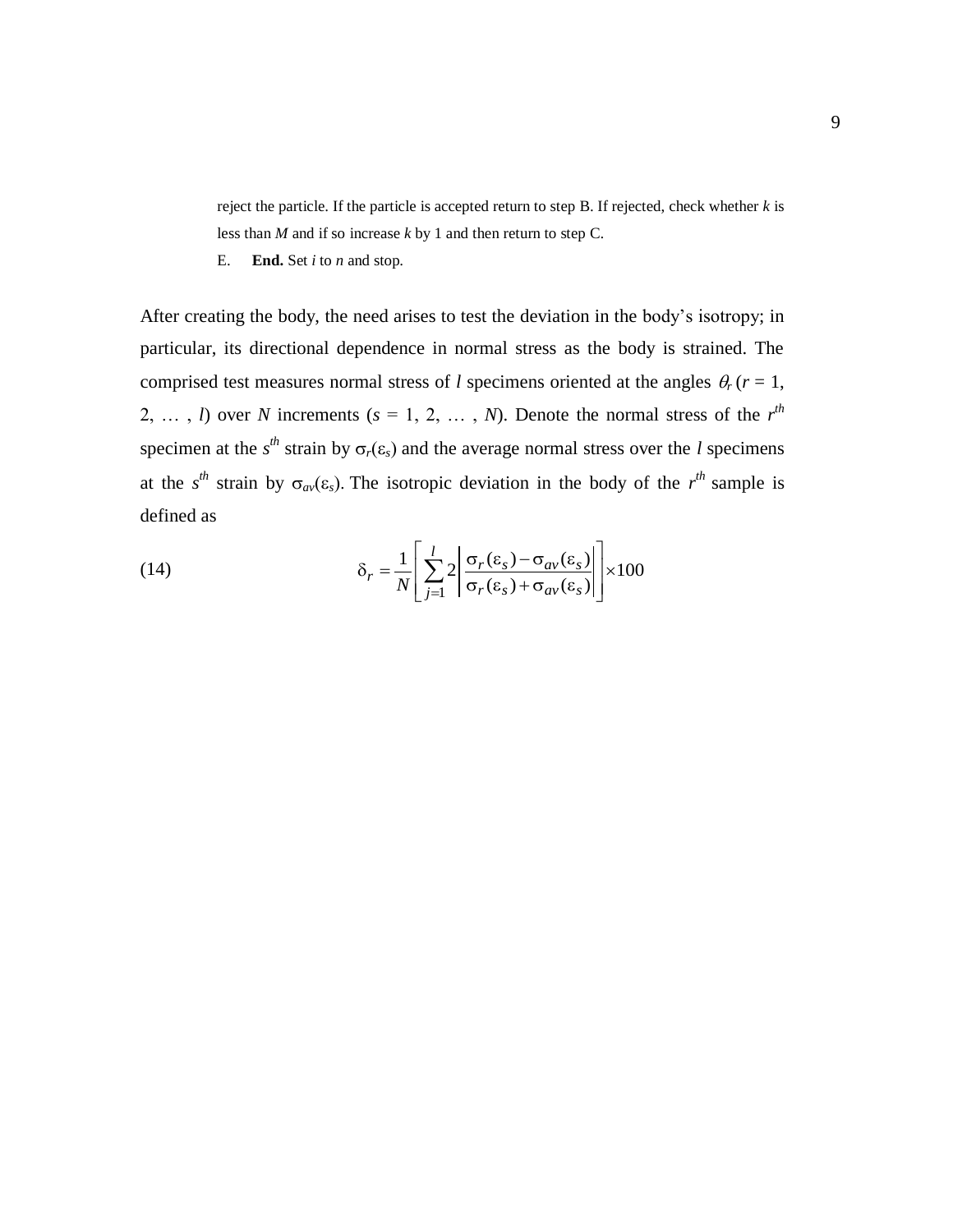reject the particle. If the particle is accepted return to step B. If rejected, check whether $k$ is less than $M$ and if so increase $k$ by 1 and then return to step C.

E. **End.** Set $i$ to $n$ and stop.

After creating the body, the need arises to test the deviation in the body's isotropy; in particular, its directional dependence in normal stress as the body is strained. The comprised test measures normal stress of $l$ specimens oriented at the angles $\theta_r$ ($r = 1, 2, \ldots, l$) over $N$ increments ($s = 1, 2, \ldots, N$). Denote the normal stress of the $r^{th}$ specimen at the $s^{th}$ strain by $\sigma_r(\varepsilon_s)$ and the average normal stress over the $l$ specimens at the $s^{th}$ strain by $\sigma_{av}(\varepsilon_s)$. The isotropic deviation in the body of the $r^{th}$ sample is defined as

$$\delta_r = \frac{1}{N}\left[\sum_{j=1}^{l} 2\left|\frac{\sigma_r(\varepsilon_s) - \sigma_{av}(\varepsilon_s)}{\sigma_r(\varepsilon_s) + \sigma_{av}(\varepsilon_s)}\right|\right] \times 100 \qquad (14)$$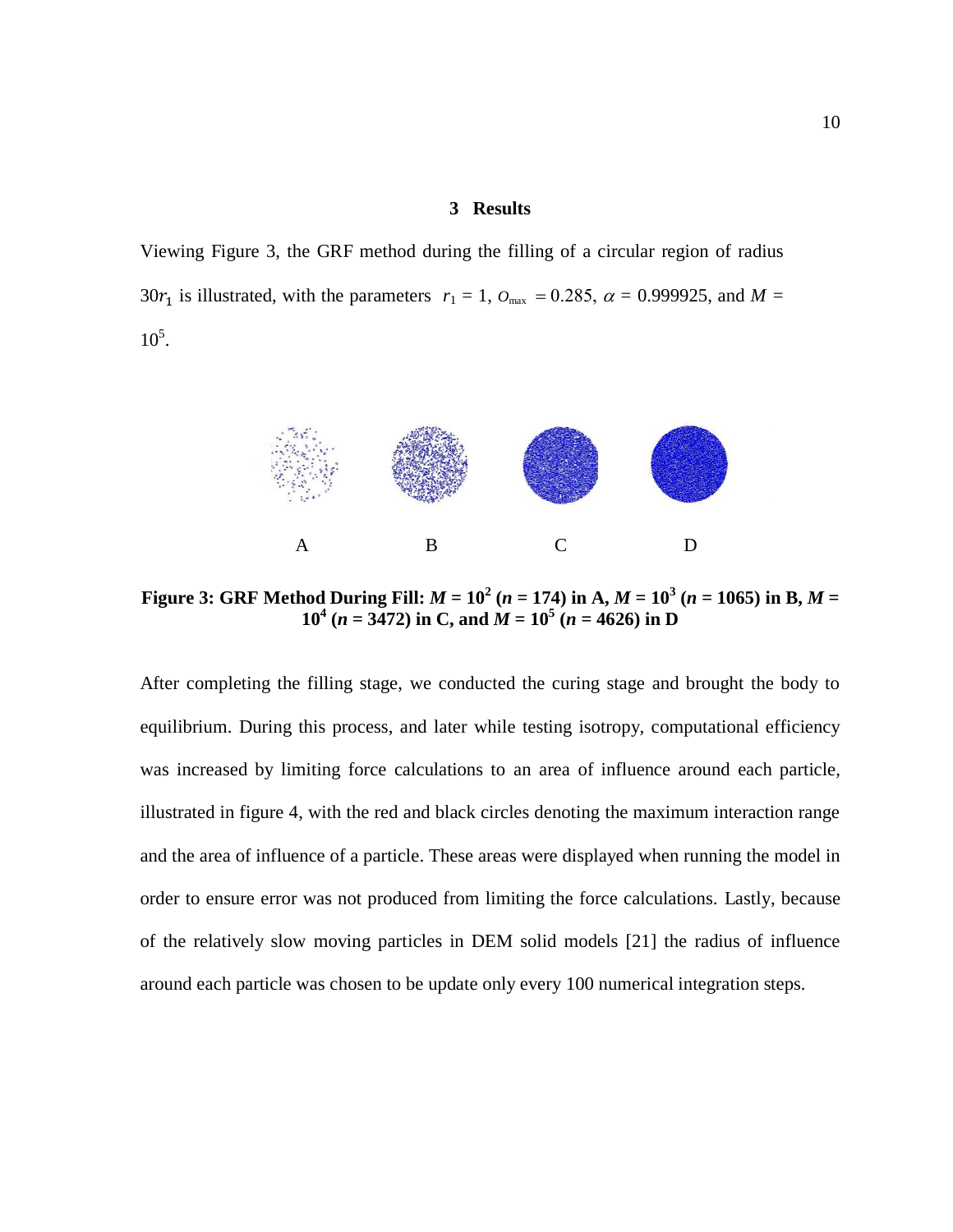## 3 Results

Viewing Figure 3, the GRF method during the filling of a circular region of radius $30r_1$ is illustrated, with the parameters $r_1 = 1$, $O_{max} = 0.285$, $\alpha = 0.999925$, and $M = 10^5$.

A B C D

**Figure 3: GRF Method During Fill: $M = 10^2$ ($n = 174$) in A, $M = 10^3$ ($n = 1065$) in B, $M = 10^4$ ($n = 3472$) in C, and $M = 10^5$ ($n = 4626$) in D**

After completing the filling stage, we conducted the curing stage and brought the body to equilibrium. During this process, and later while testing isotropy, computational efficiency was increased by limiting force calculations to an area of influence around each particle, illustrated in figure 4, with the red and black circles denoting the maximum interaction range and the area of influence of a particle. These areas were displayed when running the model in order to ensure error was not produced from limiting the force calculations. Lastly, because of the relatively slow moving particles in DEM solid models [21] the radius of influence around each particle was chosen to be update only every 100 numerical integration steps.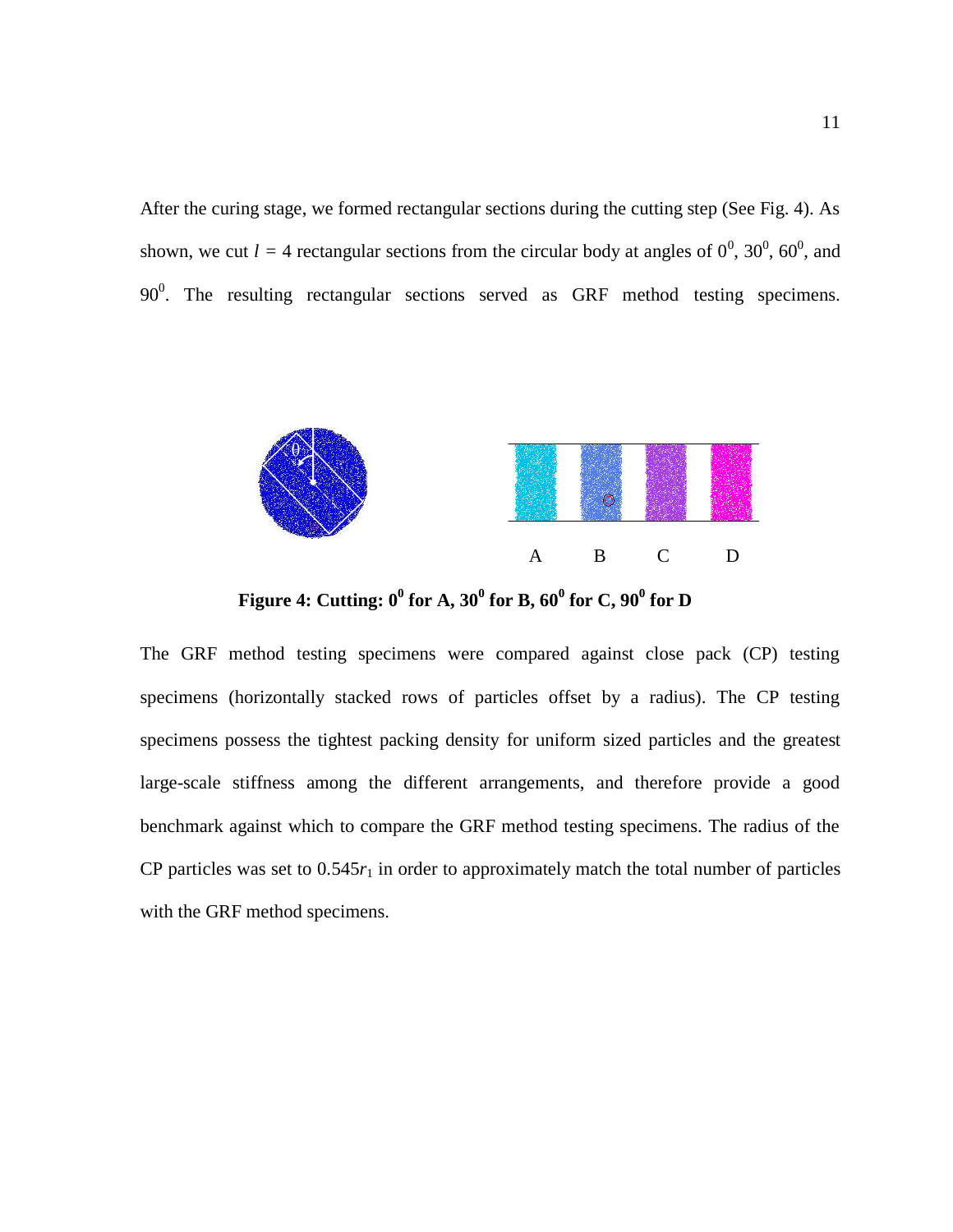After the curing stage, we formed rectangular sections during the cutting step (See Fig. 4). As shown, we cut $l = 4$ rectangular sections from the circular body at angles of $0^0$, $30^0$, $60^0$, and $90^0$. The resulting rectangular sections served as GRF method testing specimens.

**Figure 4: Cutting: $0^0$ for A, $30^0$ for B, $60^0$ for C, $90^0$ for D**

The GRF method testing specimens were compared against close pack (CP) testing specimens (horizontally stacked rows of particles offset by a radius). The CP testing specimens possess the tightest packing density for uniform sized particles and the greatest large-scale stiffness among the different arrangements, and therefore provide a good benchmark against which to compare the GRF method testing specimens. The radius of the CP particles was set to $0.545r_1$ in order to approximately match the total number of particles with the GRF method specimens.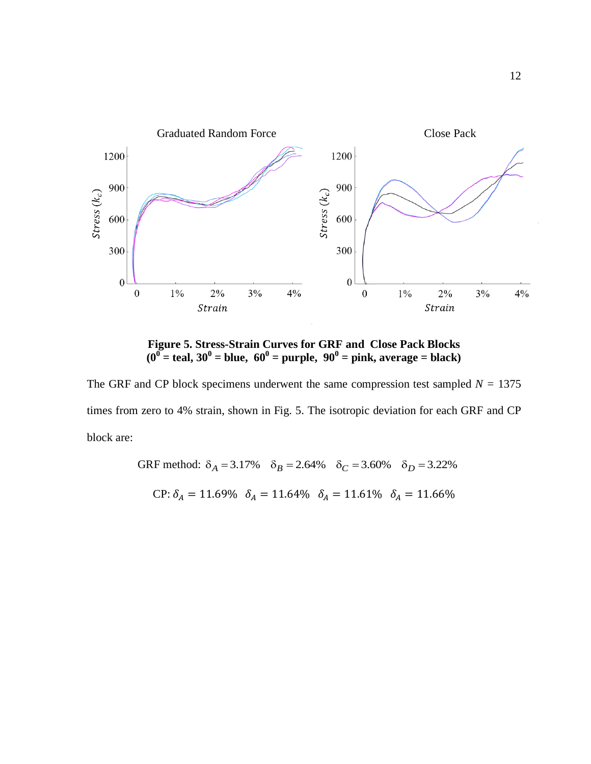**Figure 5. Stress-Strain Curves for GRF and Close Pack Blocks ($0^0$ = teal, $30^0$ = blue, $60^0$ = purple, $90^0$ = pink, average = black)**

The GRF and CP block specimens underwent the same compression test sampled $N$ = 1375 times from zero to 4% strain, shown in Fig. 5. The isotropic deviation for each GRF and CP block are:

$$\text{GRF method: } \delta_A = 3.17\% \quad \delta_B = 2.64\% \quad \delta_C = 3.60\% \quad \delta_D = 3.22\%$$

$$\text{CP: } \delta_A = 11.69\% \quad \delta_A = 11.64\% \quad \delta_A = 11.61\% \quad \delta_A = 11.66\%$$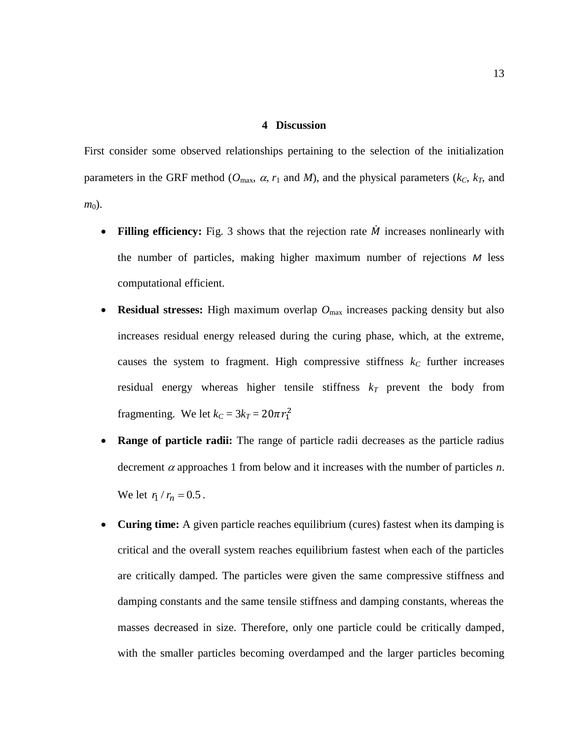## 4 Discussion

First consider some observed relationships pertaining to the selection of the initialization parameters in the GRF method ($O_{\max}$, $\alpha$, $r_1$ and $M$), and the physical parameters ($k_C$, $k_T$, and $m_0$).

- **Filling efficiency:** Fig. 3 shows that the rejection rate $\dot{M}$ increases nonlinearly with the number of particles, making higher maximum number of rejections $M$ less computational efficient.
- **Residual stresses:** High maximum overlap $O_{\max}$ increases packing density but also increases residual energy released during the curing phase, which, at the extreme, causes the system to fragment. High compressive stiffness $k_C$ further increases residual energy whereas higher tensile stiffness $k_T$ prevent the body from fragmenting. We let $k_C = 3k_T = 20\pi r_1^2$
- **Range of particle radii:** The range of particle radii decreases as the particle radius decrement $\alpha$ approaches 1 from below and it increases with the number of particles $n$. We let $r_1 / r_n = 0.5$.
- **Curing time:** A given particle reaches equilibrium (cures) fastest when its damping is critical and the overall system reaches equilibrium fastest when each of the particles are critically damped. The particles were given the same compressive stiffness and damping constants and the same tensile stiffness and damping constants, whereas the masses decreased in size. Therefore, only one particle could be critically damped, with the smaller particles becoming overdamped and the larger particles becoming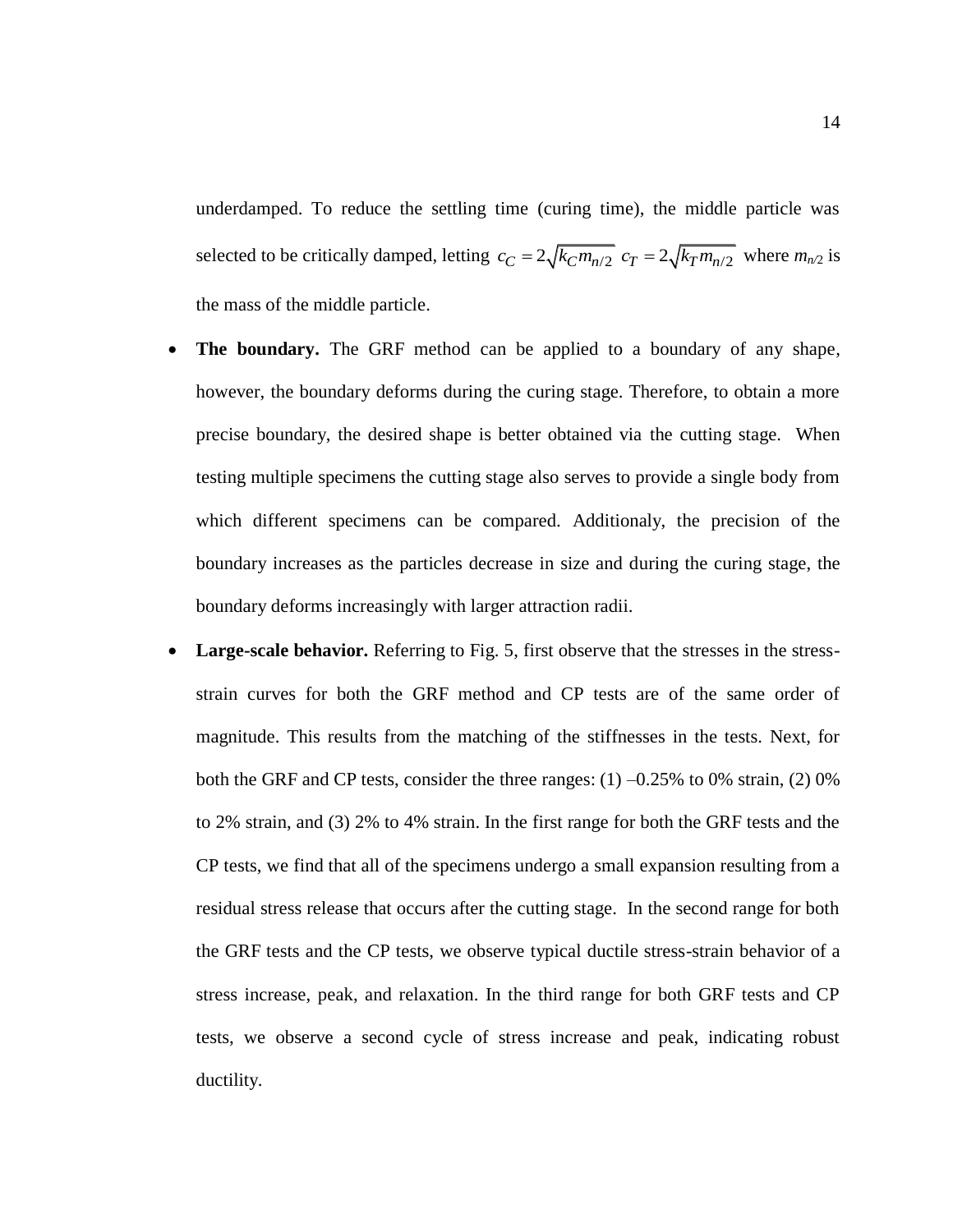underdamped. To reduce the settling time (curing time), the middle particle was selected to be critically damped, letting $c_C = 2\sqrt{k_C m_{n/2}}$ $c_T = 2\sqrt{k_T m_{n/2}}$ where $m_{n/2}$ is the mass of the middle particle.

- **The boundary.** The GRF method can be applied to a boundary of any shape, however, the boundary deforms during the curing stage. Therefore, to obtain a more precise boundary, the desired shape is better obtained via the cutting stage. When testing multiple specimens the cutting stage also serves to provide a single body from which different specimens can be compared. Additionaly, the precision of the boundary increases as the particles decrease in size and during the curing stage, the boundary deforms increasingly with larger attraction radii.
- **Large-scale behavior.** Referring to Fig. 5, first observe that the stresses in the stress-strain curves for both the GRF method and CP tests are of the same order of magnitude. This results from the matching of the stiffnesses in the tests. Next, for both the GRF and CP tests, consider the three ranges: (1) –0.25% to 0% strain, (2) 0% to 2% strain, and (3) 2% to 4% strain. In the first range for both the GRF tests and the CP tests, we find that all of the specimens undergo a small expansion resulting from a residual stress release that occurs after the cutting stage. In the second range for both the GRF tests and the CP tests, we observe typical ductile stress-strain behavior of a stress increase, peak, and relaxation. In the third range for both GRF tests and CP tests, we observe a second cycle of stress increase and peak, indicating robust ductility.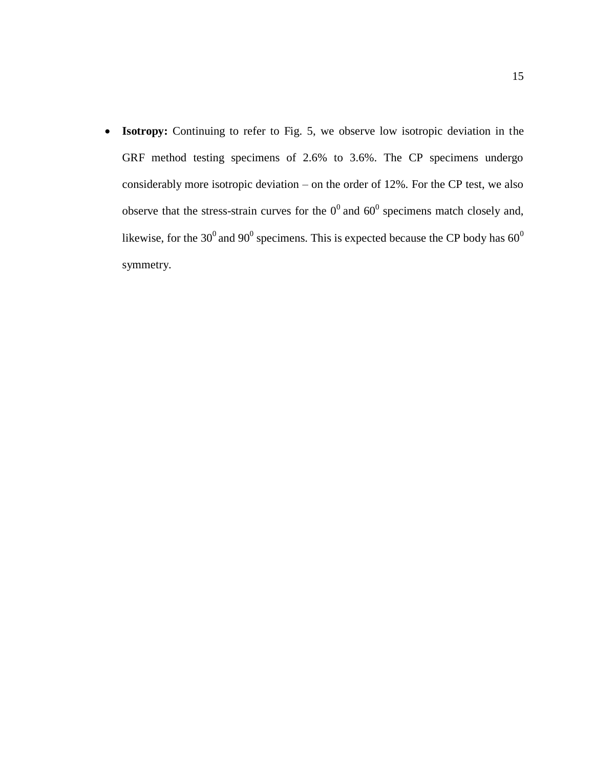- **Isotropy:** Continuing to refer to Fig. 5, we observe low isotropic deviation in the GRF method testing specimens of 2.6% to 3.6%. The CP specimens undergo considerably more isotropic deviation – on the order of 12%. For the CP test, we also observe that the stress-strain curves for the $0^0$ and $60^0$ specimens match closely and, likewise, for the $30^0$ and $90^0$ specimens. This is expected because the CP body has $60^0$ symmetry.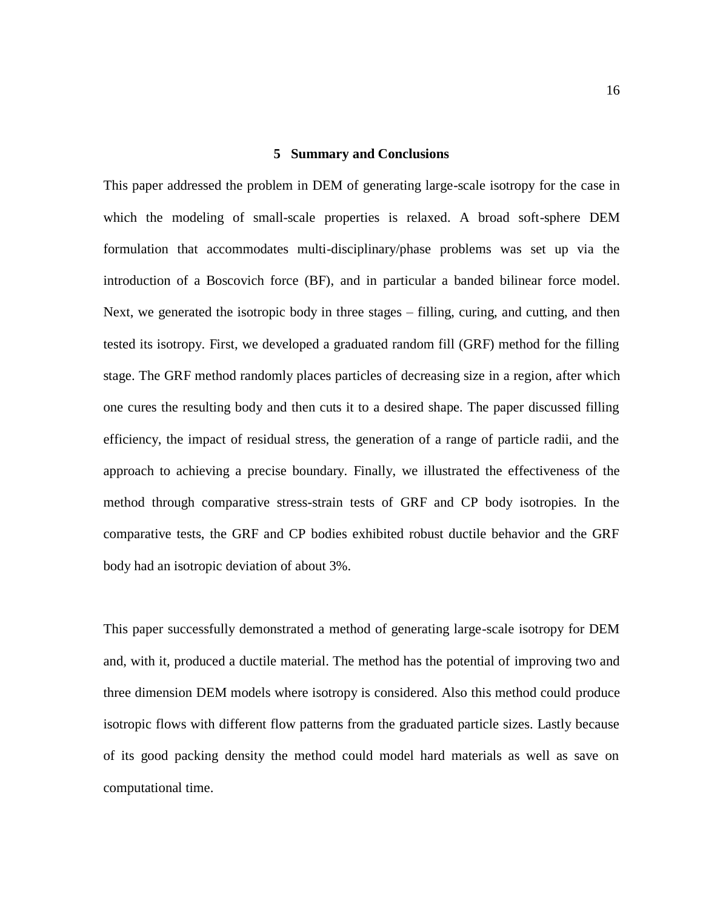## 5 Summary and Conclusions

This paper addressed the problem in DEM of generating large-scale isotropy for the case in which the modeling of small-scale properties is relaxed. A broad soft-sphere DEM formulation that accommodates multi-disciplinary/phase problems was set up via the introduction of a Boscovich force (BF), and in particular a banded bilinear force model. Next, we generated the isotropic body in three stages – filling, curing, and cutting, and then tested its isotropy. First, we developed a graduated random fill (GRF) method for the filling stage. The GRF method randomly places particles of decreasing size in a region, after which one cures the resulting body and then cuts it to a desired shape. The paper discussed filling efficiency, the impact of residual stress, the generation of a range of particle radii, and the approach to achieving a precise boundary. Finally, we illustrated the effectiveness of the method through comparative stress-strain tests of GRF and CP body isotropies. In the comparative tests, the GRF and CP bodies exhibited robust ductile behavior and the GRF body had an isotropic deviation of about 3%.

This paper successfully demonstrated a method of generating large-scale isotropy for DEM and, with it, produced a ductile material. The method has the potential of improving two and three dimension DEM models where isotropy is considered. Also this method could produce isotropic flows with different flow patterns from the graduated particle sizes. Lastly because of its good packing density the method could model hard materials as well as save on computational time.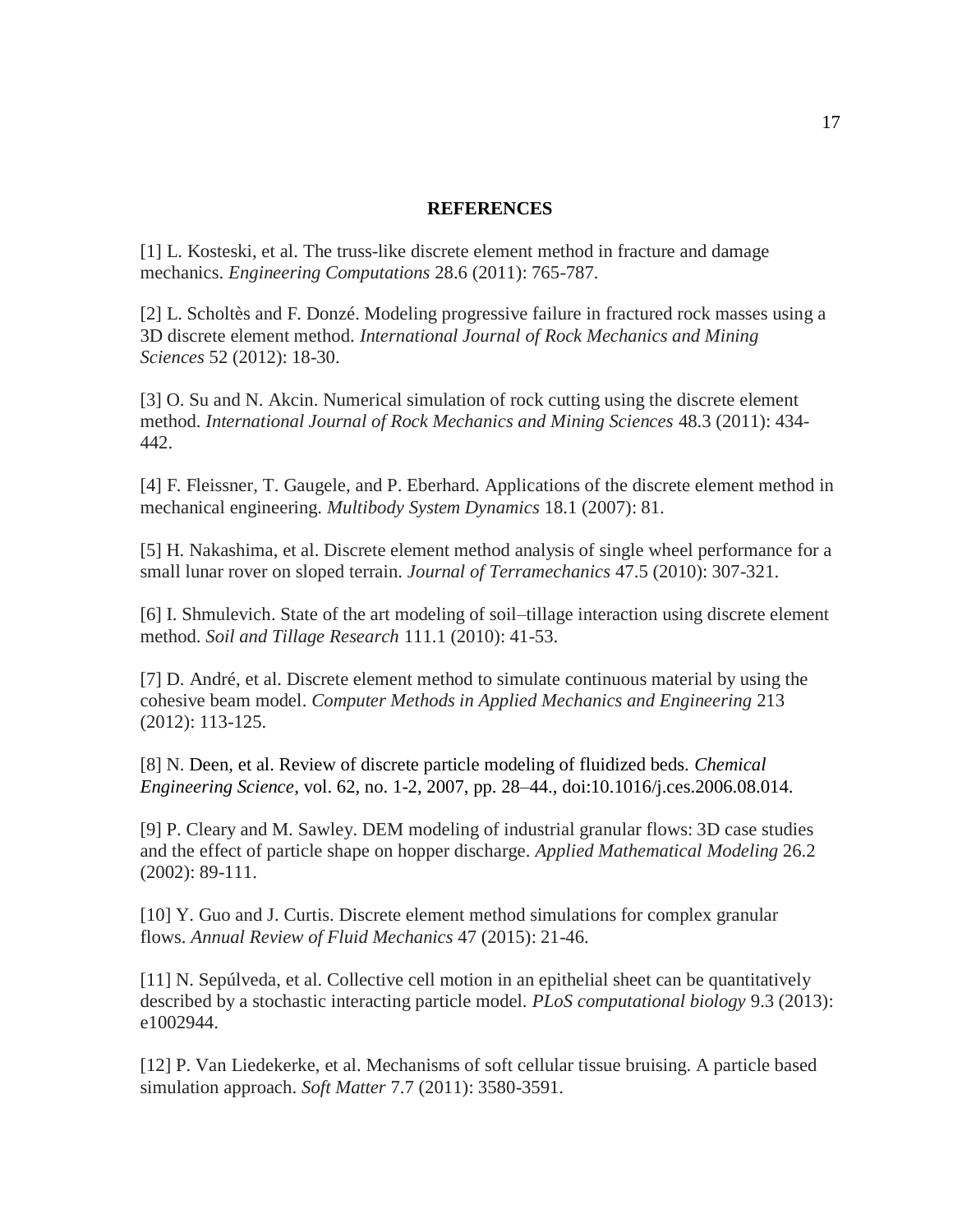## REFERENCES

[1] L. Kosteski, et al. The truss-like discrete element method in fracture and damage mechanics. *Engineering Computations* 28.6 (2011): 765-787.

[2] L. Scholtès and F. Donzé. Modeling progressive failure in fractured rock masses using a 3D discrete element method. *International Journal of Rock Mechanics and Mining Sciences* 52 (2012): 18-30.

[3] O. Su and N. Akcin. Numerical simulation of rock cutting using the discrete element method. *International Journal of Rock Mechanics and Mining Sciences* 48.3 (2011): 434-442.

[4] F. Fleissner, T. Gaugele, and P. Eberhard. Applications of the discrete element method in mechanical engineering. *Multibody System Dynamics* 18.1 (2007): 81.

[5] H. Nakashima, et al. Discrete element method analysis of single wheel performance for a small lunar rover on sloped terrain. *Journal of Terramechanics* 47.5 (2010): 307-321.

[6] I. Shmulevich. State of the art modeling of soil–tillage interaction using discrete element method. *Soil and Tillage Research* 111.1 (2010): 41-53.

[7] D. André, et al. Discrete element method to simulate continuous material by using the cohesive beam model. *Computer Methods in Applied Mechanics and Engineering* 213 (2012): 113-125.

[8] N. Deen, et al. Review of discrete particle modeling of fluidized beds. *Chemical Engineering Science*, vol. 62, no. 1-2, 2007, pp. 28–44., doi:10.1016/j.ces.2006.08.014.

[9] P. Cleary and M. Sawley. DEM modeling of industrial granular flows: 3D case studies and the effect of particle shape on hopper discharge. *Applied Mathematical Modeling* 26.2 (2002): 89-111.

[10] Y. Guo and J. Curtis. Discrete element method simulations for complex granular flows. *Annual Review of Fluid Mechanics* 47 (2015): 21-46.

[11] N. Sepúlveda, et al. Collective cell motion in an epithelial sheet can be quantitatively described by a stochastic interacting particle model. *PLoS computational biology* 9.3 (2013): e1002944.

[12] P. Van Liedekerke, et al. Mechanisms of soft cellular tissue bruising. A particle based simulation approach. *Soft Matter* 7.7 (2011): 3580-3591.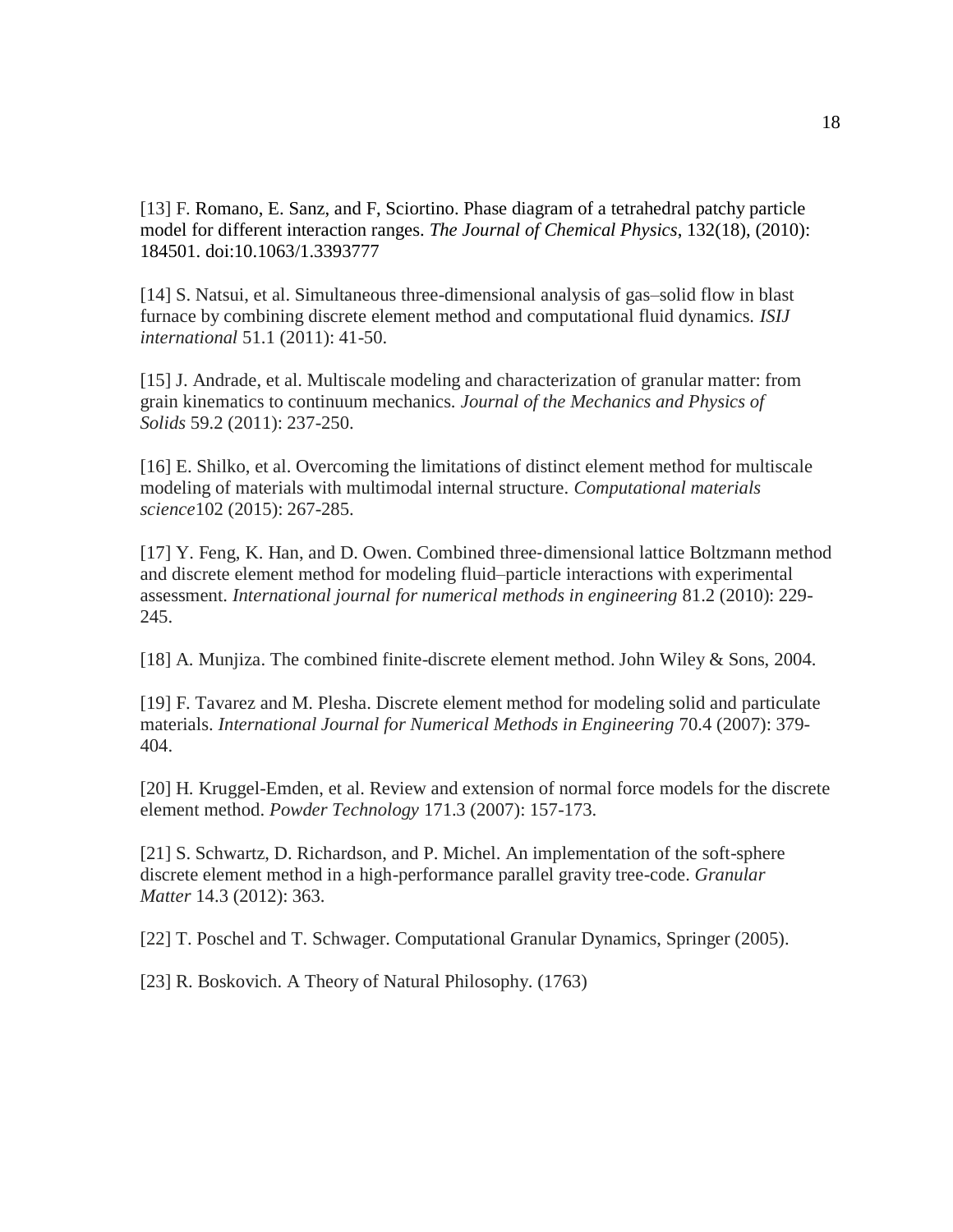[13] F. Romano, E. Sanz, and F, Sciortino. Phase diagram of a tetrahedral patchy particle model for different interaction ranges. *The Journal of Chemical Physics*, 132(18), (2010): 184501. doi:10.1063/1.3393777

[14] S. Natsui, et al. Simultaneous three-dimensional analysis of gas–solid flow in blast furnace by combining discrete element method and computational fluid dynamics. *ISIJ international* 51.1 (2011): 41-50.

[15] J. Andrade, et al. Multiscale modeling and characterization of granular matter: from grain kinematics to continuum mechanics. *Journal of the Mechanics and Physics of Solids* 59.2 (2011): 237-250.

[16] E. Shilko, et al. Overcoming the limitations of distinct element method for multiscale modeling of materials with multimodal internal structure. *Computational materials science*102 (2015): 267-285.

[17] Y. Feng, K. Han, and D. Owen. Combined three-dimensional lattice Boltzmann method and discrete element method for modeling fluid–particle interactions with experimental assessment. *International journal for numerical methods in engineering* 81.2 (2010): 229-245.

[18] A. Munjiza. The combined finite-discrete element method. John Wiley & Sons, 2004.

[19] F. Tavarez and M. Plesha. Discrete element method for modeling solid and particulate materials. *International Journal for Numerical Methods in Engineering* 70.4 (2007): 379-404.

[20] H. Kruggel-Emden, et al. Review and extension of normal force models for the discrete element method. *Powder Technology* 171.3 (2007): 157-173.

[21] S. Schwartz, D. Richardson, and P. Michel. An implementation of the soft-sphere discrete element method in a high-performance parallel gravity tree-code. *Granular Matter* 14.3 (2012): 363.

[22] T. Poschel and T. Schwager. Computational Granular Dynamics, Springer (2005).

[23] R. Boskovich. A Theory of Natural Philosophy. (1763)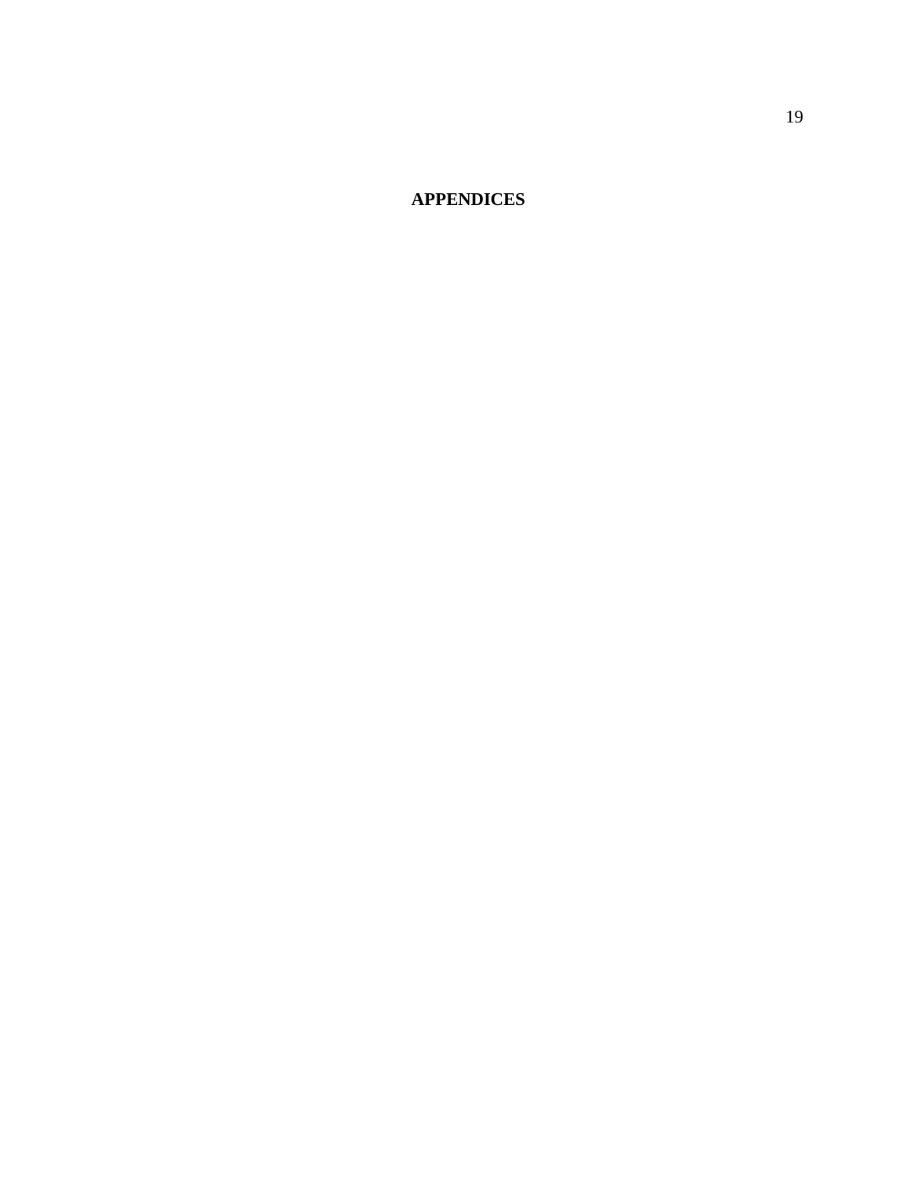# APPENDICES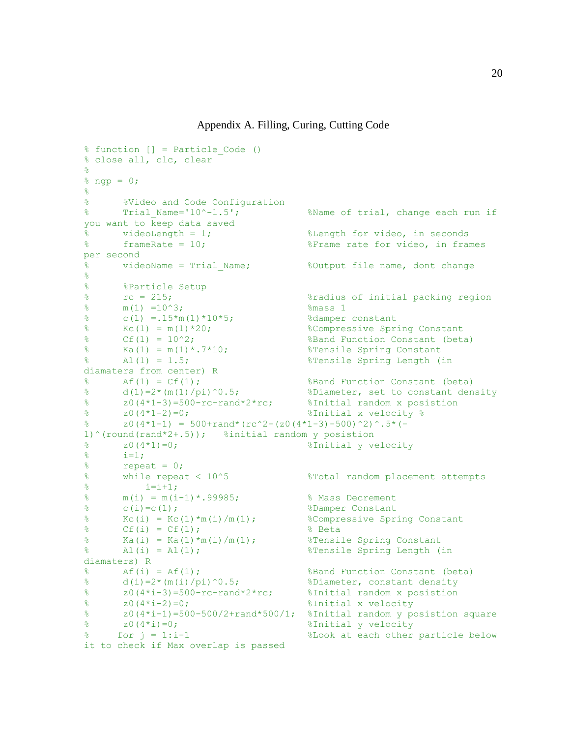# Appendix A. Filling, Curing, Cutting Code

```
% function [] = Particle_Code ()
% close all, clc, clear
%
% ngp = 0;
%
%      %Video and Code Configuration
%      Trial_Name='10^-1.5';            %Name of trial, change each run if
you want to keep data saved
%      videoLength = 1;                 %Length for video, in seconds
%      frameRate = 10;                  %Frame rate for video, in frames
per second
%      videoName = Trial_Name;          %Output file name, dont change
%
%      %Particle Setup
%      rc = 215;                        %radius of initial packing region
%      m(1) =10^3;                      %mass 1
%      c(1) =.15*m(1)*10*5;             %damper constant
%      Kc(1) = m(1)*20;                 %Compressive Spring Constant
%      Cf(1) = 10^2;                    %Band Function Constant (beta)
%      Ka(1) = m(1)*.7*10;              %Tensile Spring Constant
%      Al(1) = 1.5;                     %Tensile Spring Length (in
diamaters from center) R
%      Af(1) = Cf(1);                   %Band Function Constant (beta)
%      d(1)=2*(m(1)/pi)^0.5;            %Diameter, set to constant density
%      z0(4*1-3)=500-rc+rand*2*rc;      %Initial random x posistion
%      z0(4*1-2)=0;                     %Initial x velocity %
%      z0(4*1-1) = 500+rand*(rc^2-(z0(4*1-3)-500)^2)^.5*(-
1)^(round(rand*2+.5));   %initial random y posistion
%      z0(4*1)=0;                       %Initial y velocity
%      i=1;
%      repeat = 0;
%      while repeat < 10^5              %Total random placement attempts
%          i=i+1;
%      m(i) = m(i-1)*.99985;            % Mass Decrement
%      c(i)=c(1);                       %Damper Constant
%      Kc(i) = Kc(1)*m(i)/m(1);         %Compressive Spring Constant
%      Cf(i) = Cf(1);                   % Beta
%      Ka(i) = Ka(1)*m(i)/m(1);         %Tensile Spring Constant
%      Al(i) = Al(1);                   %Tensile Spring Length (in
diamaters) R
%      Af(i) = Af(1);                   %Band Function Constant (beta)
%      d(i)=2*(m(i)/pi)^0.5;            %Diameter, constant density
%      z0(4*i-3)=500-rc+rand*2*rc;      %Initial random x posistion
%      z0(4*i-2)=0;                     %Initial x velocity
%      z0(4*i-1)=500-500/2+rand*500/1;  %Initial random y posistion square
%      z0(4*i)=0;                       %Initial y velocity
%     for j = 1:i-1                     %Look at each other particle below
it to check if Max overlap is passed
```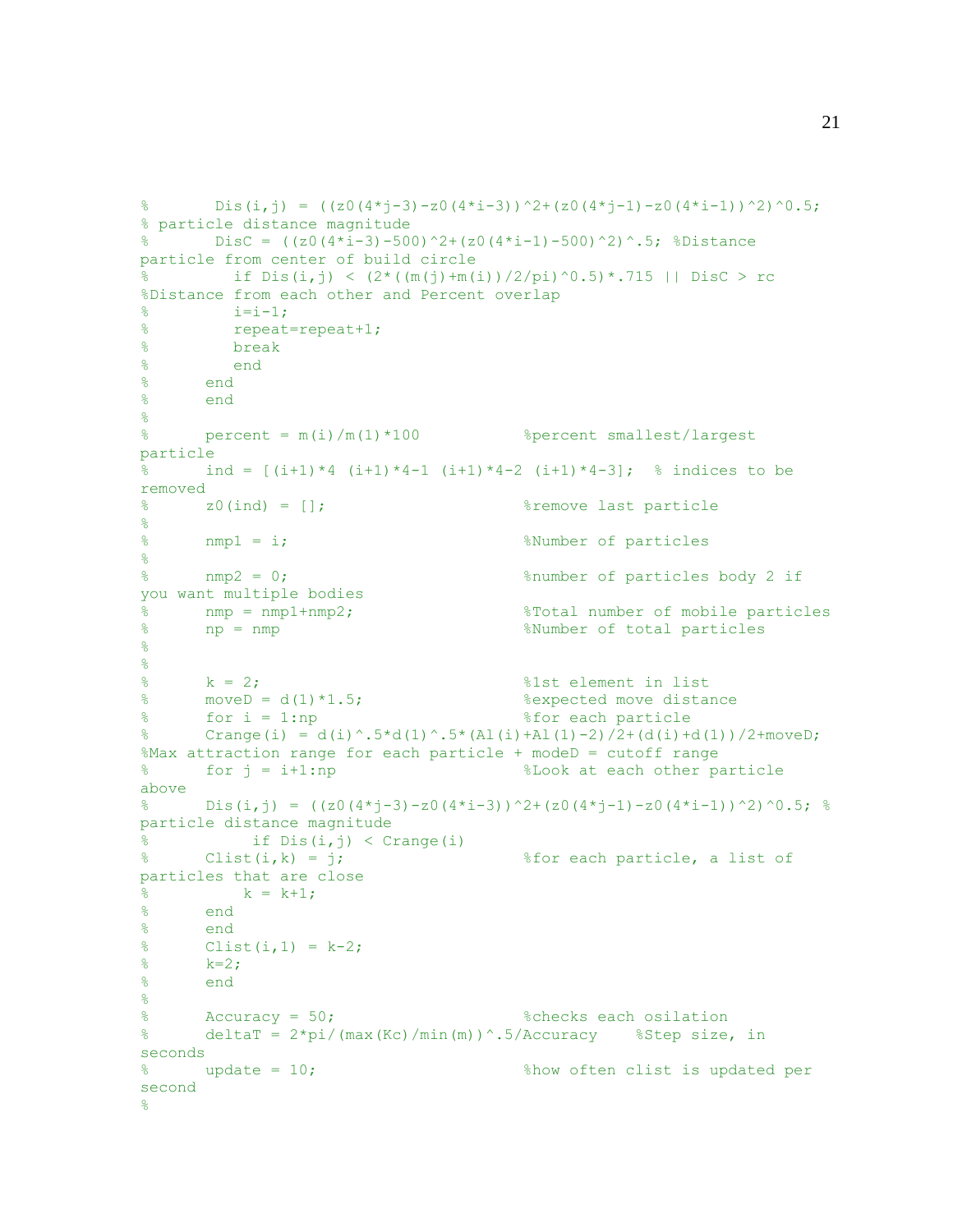```
%       Dis(i,j) = ((z0(4*j-3)-z0(4*i-3))^2+(z0(4*j-1)-z0(4*i-1))^2)^0.5;
% particle distance magnitude
%       DisC = ((z0(4*i-3)-500)^2+(z0(4*i-1)-500)^2)^.5; %Distance
particle from center of build circle
%         if Dis(i,j) < (2*((m(j)+m(i))/2/pi)^0.5)*.715 || DisC > rc
%Distance from each other and Percent overlap
%         i=i-1;
%         repeat=repeat+1;
%         break
%         end
%      end
%      end
%
%      percent = m(i)/m(1)*100           %percent smallest/largest
particle
%      ind = [(i+1)*4 (i+1)*4-1 (i+1)*4-2 (i+1)*4-3];  % indices to be
removed
%      z0(ind) = [];                     %remove last particle
%
%      nmp1 = i;                         %Number of particles
%
%      nmp2 = 0;                         %number of particles body 2 if
you want multiple bodies
%      nmp = nmp1+nmp2;                  %Total number of mobile particles
%      np = nmp                          %Number of total particles
%
%
%      k = 2;                            %1st element in list
%      moveD = d(1)*1.5;                 %expected move distance
%      for i = 1:np                      %for each particle
%      Crange(i) = d(i)^.5*d(1)^.5*(Al(i)+Al(1)-2)/2+(d(i)+d(1))/2+moveD;
%Max attraction range for each particle + modeD = cutoff range
%      for j = i+1:np                    %Look at each other particle
above
%      Dis(i,j) = ((z0(4*j-3)-z0(4*i-3))^2+(z0(4*j-1)-z0(4*i-1))^2)^0.5; %
particle distance magnitude
%          if Dis(i,j) < Crange(i)
%      Clist(i,k) = j;                   %for each particle, a list of
particles that are close
%          k = k+1;
%      end
%      end
%      Clist(i,1) = k-2;
%      k=2;
%      end
%
%      Accuracy = 50;                    %checks each osilation
%      deltaT = 2*pi/(max(Kc)/min(m))^.5/Accuracy    %Step size, in
seconds
%      update = 10;                      %how often clist is updated per
second
%
```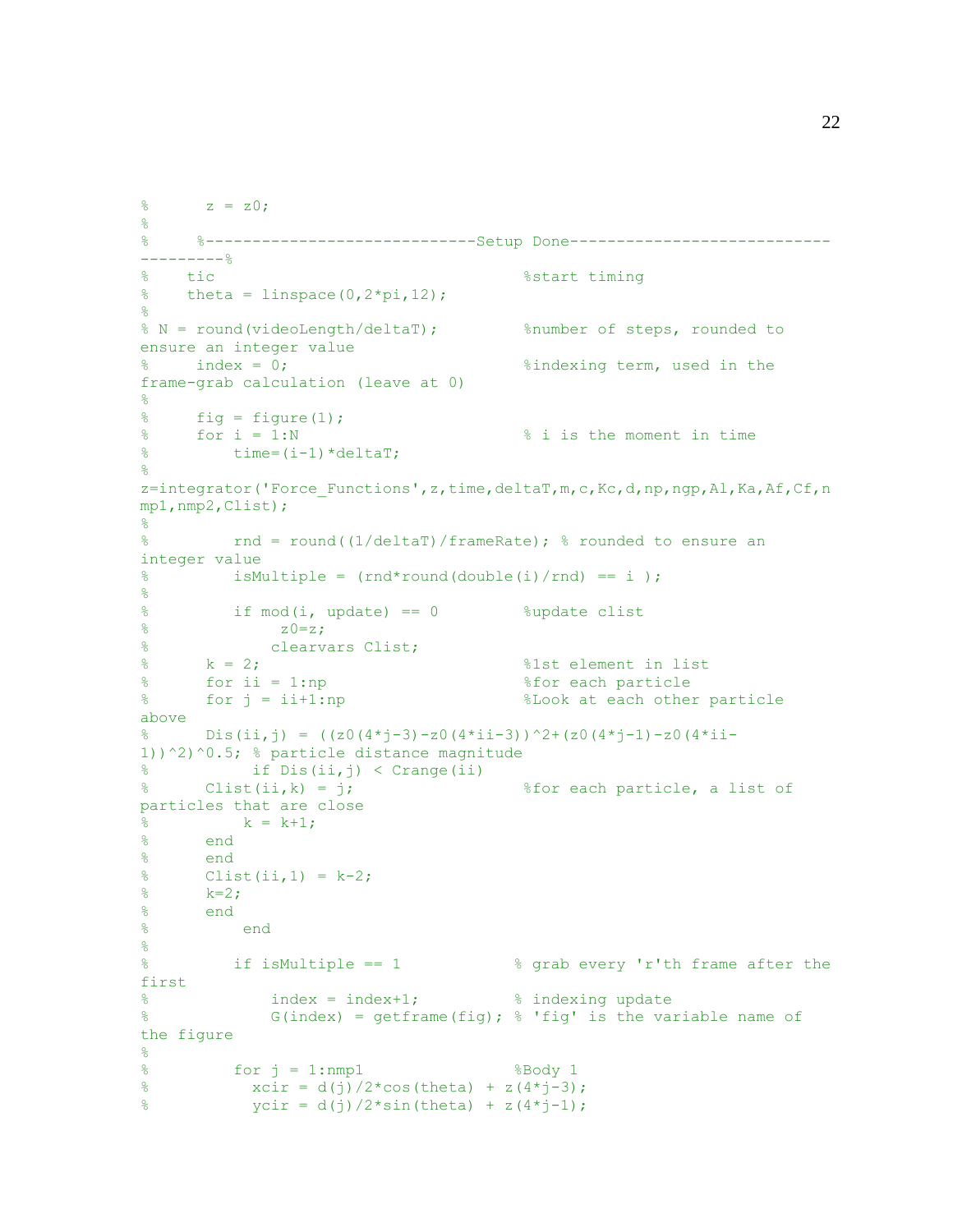```
%      z = z0;
%
%     %-----------------------------Setup Done-----------------------------
---------%
%    tic                                    %start timing
%    theta = linspace(0,2*pi,12);
%
% N = round(videoLength/deltaT);         %number of steps, rounded to
ensure an integer value
%     index = 0;                         %indexing term, used in the
frame-grab calculation (leave at 0)
%
%     fig = figure(1);
%     for i = 1:N                        % i is the moment in time
%         time=(i-1)*deltaT;
%
z=integrator('Force_Functions',z,time,deltaT,m,c,Kc,d,np,ngp,Al,Ka,Af,Cf,n
mp1,nmp2,Clist);
%
%         rnd = round((1/deltaT)/frameRate); % rounded to ensure an
integer value
%         isMultiple = (rnd*round(double(i)/rnd) == i );
%
%         if mod(i, update) == 0         %update clist
%              z0=z;
%             clearvars Clist;
%      k = 2;                            %1st element in list
%      for ii = 1:np                     %for each particle
%      for j = ii+1:np                   %Look at each other particle
above
%      Dis(ii,j) = ((z0(4*j-3)-z0(4*ii-3))^2+(z0(4*j-1)-z0(4*ii-
1))^2)^0.5; % particle distance magnitude
%           if Dis(ii,j) < Crange(ii)
%      Clist(ii,k) = j;                  %for each particle, a list of
particles that are close
%          k = k+1;
%      end
%      end
%      Clist(ii,1) = k-2;
%      k=2;
%      end
%          end
%
%         if isMultiple == 1            % grab every 'r'th frame after the
first
%             index = index+1;          % indexing update
%             G(index) = getframe(fig); % 'fig' is the variable name of
the figure
%
%         for j = 1:nmp1                %Body 1
%           xcir = d(j)/2*cos(theta) + z(4*j-3);
%           ycir = d(j)/2*sin(theta) + z(4*j-1);
```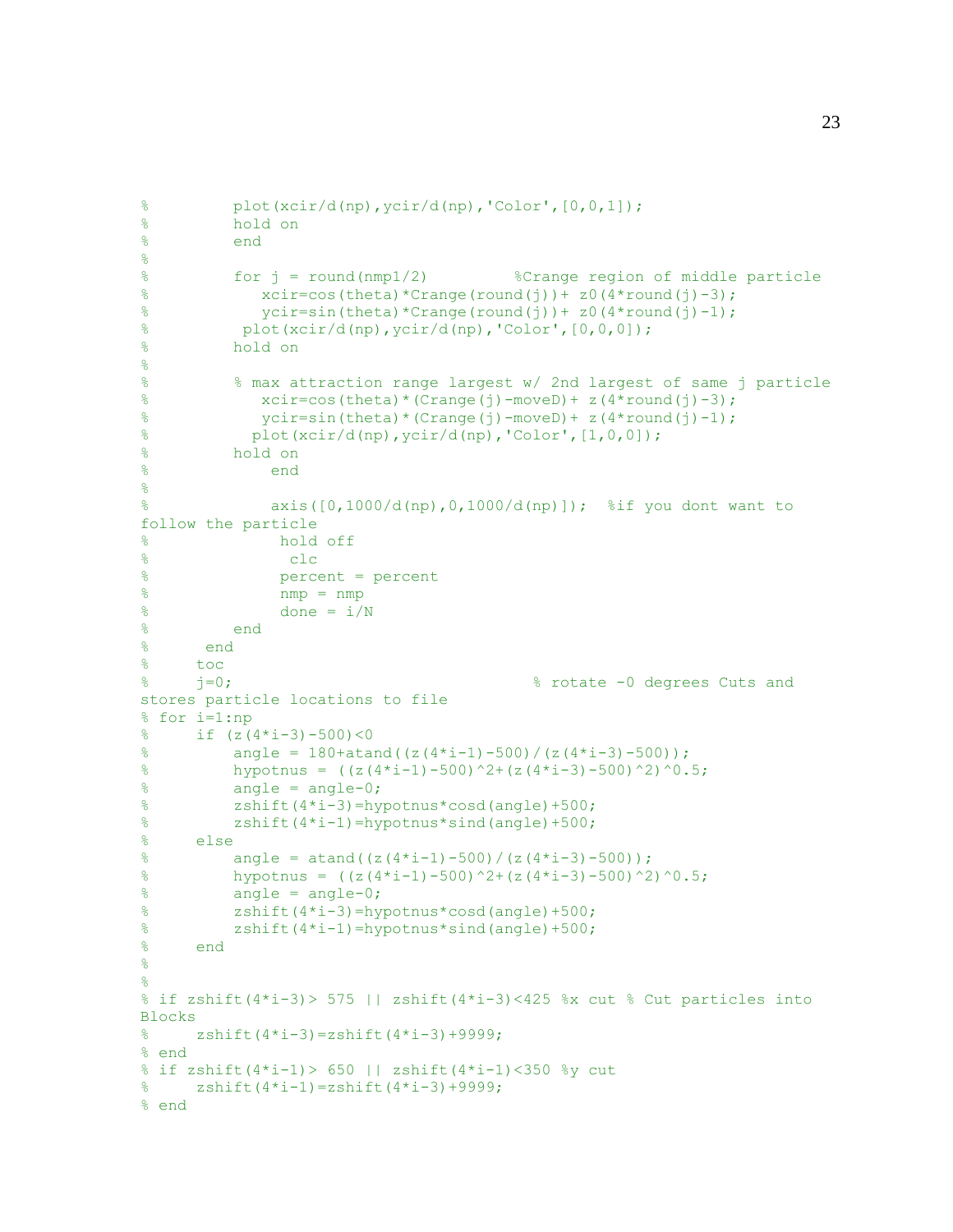```
%         plot(xcir/d(np),ycir/d(np),'Color',[0,0,1]);
%         hold on
%         end
%
%         for j = round(nmp1/2)         %Crange region of middle particle
%            xcir=cos(theta)*Crange(round(j))+ z0(4*round(j)-3);
%            ycir=sin(theta)*Crange(round(j))+ z0(4*round(j)-1);
%          plot(xcir/d(np),ycir/d(np),'Color',[0,0,0]);
%         hold on
%
%         % max attraction range largest w/ 2nd largest of same j particle
%            xcir=cos(theta)*(Crange(j)-moveD)+ z(4*round(j)-3);
%            ycir=sin(theta)*(Crange(j)-moveD)+ z(4*round(j)-1);
%           plot(xcir/d(np),ycir/d(np),'Color',[1,0,0]);
%         hold on
%             end
%
%             axis([0,1000/d(np),0,1000/d(np)]);  %if you dont want to
follow the particle
%              hold off
%               clc
%              percent = percent
%              nmp = nmp
%              done = i/N
%         end
%      end
%     toc
%     j=0;                                % rotate -0 degrees Cuts and
stores particle locations to file
% for i=1:np
%     if (z(4*i-3)-500)<0
%         angle = 180+atand((z(4*i-1)-500)/(z(4*i-3)-500));
%         hypotnus = ((z(4*i-1)-500)^2+(z(4*i-3)-500)^2)^0.5;
%         angle = angle-0;
%         zshift(4*i-3)=hypotnus*cosd(angle)+500;
%         zshift(4*i-1)=hypotnus*sind(angle)+500;
%     else
%         angle = atand((z(4*i-1)-500)/(z(4*i-3)-500));
%         hypotnus = ((z(4*i-1)-500)^2+(z(4*i-3)-500)^2)^0.5;
%         angle = angle-0;
%         zshift(4*i-3)=hypotnus*cosd(angle)+500;
%         zshift(4*i-1)=hypotnus*sind(angle)+500;
%     end
%
%
% if zshift(4*i-3)> 575 || zshift(4*i-3)<425 %x cut % Cut particles into
Blocks
%     zshift(4*i-3)=zshift(4*i-3)+9999;
% end
% if zshift(4*i-1)> 650 || zshift(4*i-1)<350 %y cut
%     zshift(4*i-1)=zshift(4*i-3)+9999;
% end
```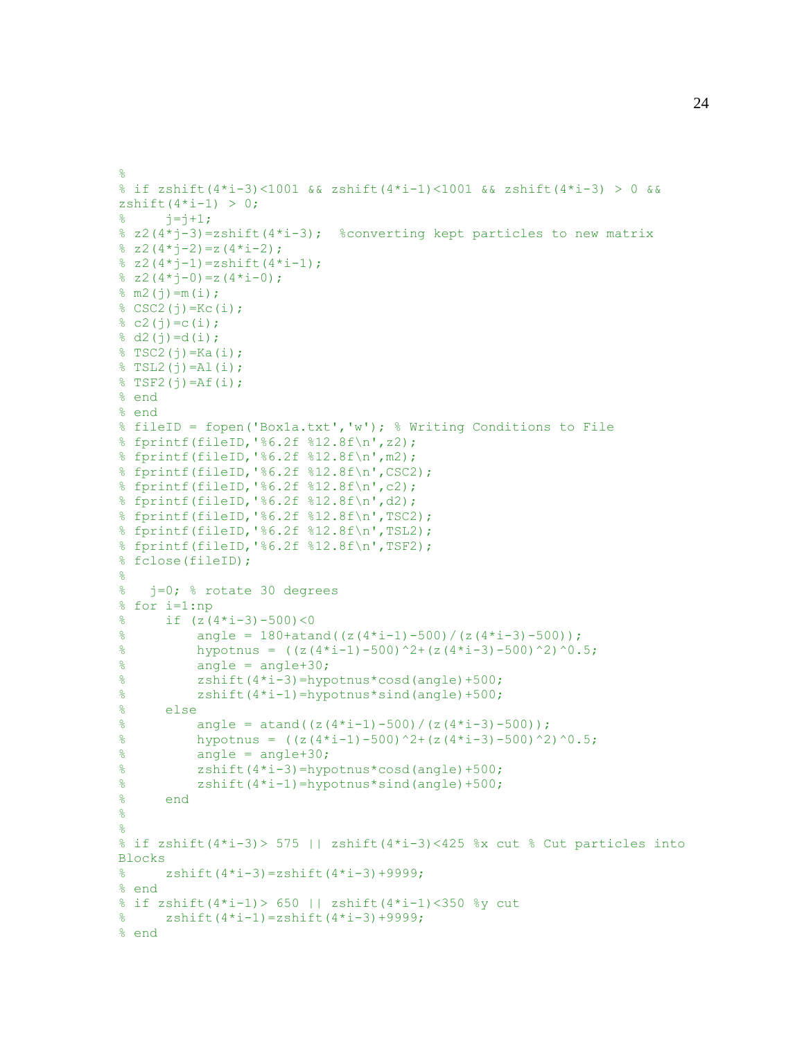```
%
% if zshift(4*i-3)<1001 && zshift(4*i-1)<1001 && zshift(4*i-3) > 0 &&
zshift(4*i-1) > 0;
%     j=j+1;
% z2(4*j-3)=zshift(4*i-3);  %converting kept particles to new matrix
% z2(4*j-2)=z(4*i-2);
% z2(4*j-1)=zshift(4*i-1);
% z2(4*j-0)=z(4*i-0);
% m2(j)=m(i);
% CSC2(j)=Kc(i);
% c2(j)=c(i);
% d2(j)=d(i);
% TSC2(j)=Ka(i);
% TSL2(j)=Al(i);
% TSF2(j)=Af(i);
% end
% end
% fileID = fopen('Box1a.txt','w'); % Writing Conditions to File
% fprintf(fileID,'%6.2f %12.8f\n',z2);
% fprintf(fileID,'%6.2f %12.8f\n',m2);
% fprintf(fileID,'%6.2f %12.8f\n',CSC2);
% fprintf(fileID,'%6.2f %12.8f\n',c2);
% fprintf(fileID,'%6.2f %12.8f\n',d2);
% fprintf(fileID,'%6.2f %12.8f\n',TSC2);
% fprintf(fileID,'%6.2f %12.8f\n',TSL2);
% fprintf(fileID,'%6.2f %12.8f\n',TSF2);
% fclose(fileID);
%
%   j=0; % rotate 30 degrees
% for i=1:np
%     if (z(4*i-3)-500)<0
%         angle = 180+atand((z(4*i-1)-500)/(z(4*i-3)-500));
%         hypotnus = ((z(4*i-1)-500)^2+(z(4*i-3)-500)^2)^0.5;
%         angle = angle+30;
%         zshift(4*i-3)=hypotnus*cosd(angle)+500;
%         zshift(4*i-1)=hypotnus*sind(angle)+500;
%     else
%         angle = atand((z(4*i-1)-500)/(z(4*i-3)-500));
%         hypotnus = ((z(4*i-1)-500)^2+(z(4*i-3)-500)^2)^0.5;
%         angle = angle+30;
%         zshift(4*i-3)=hypotnus*cosd(angle)+500;
%         zshift(4*i-1)=hypotnus*sind(angle)+500;
%     end
%
%
% if zshift(4*i-3)> 575 || zshift(4*i-3)<425 %x cut % Cut particles into
Blocks
%     zshift(4*i-3)=zshift(4*i-3)+9999;
% end
% if zshift(4*i-1)> 650 || zshift(4*i-1)<350 %y cut
%     zshift(4*i-1)=zshift(4*i-3)+9999;
% end
```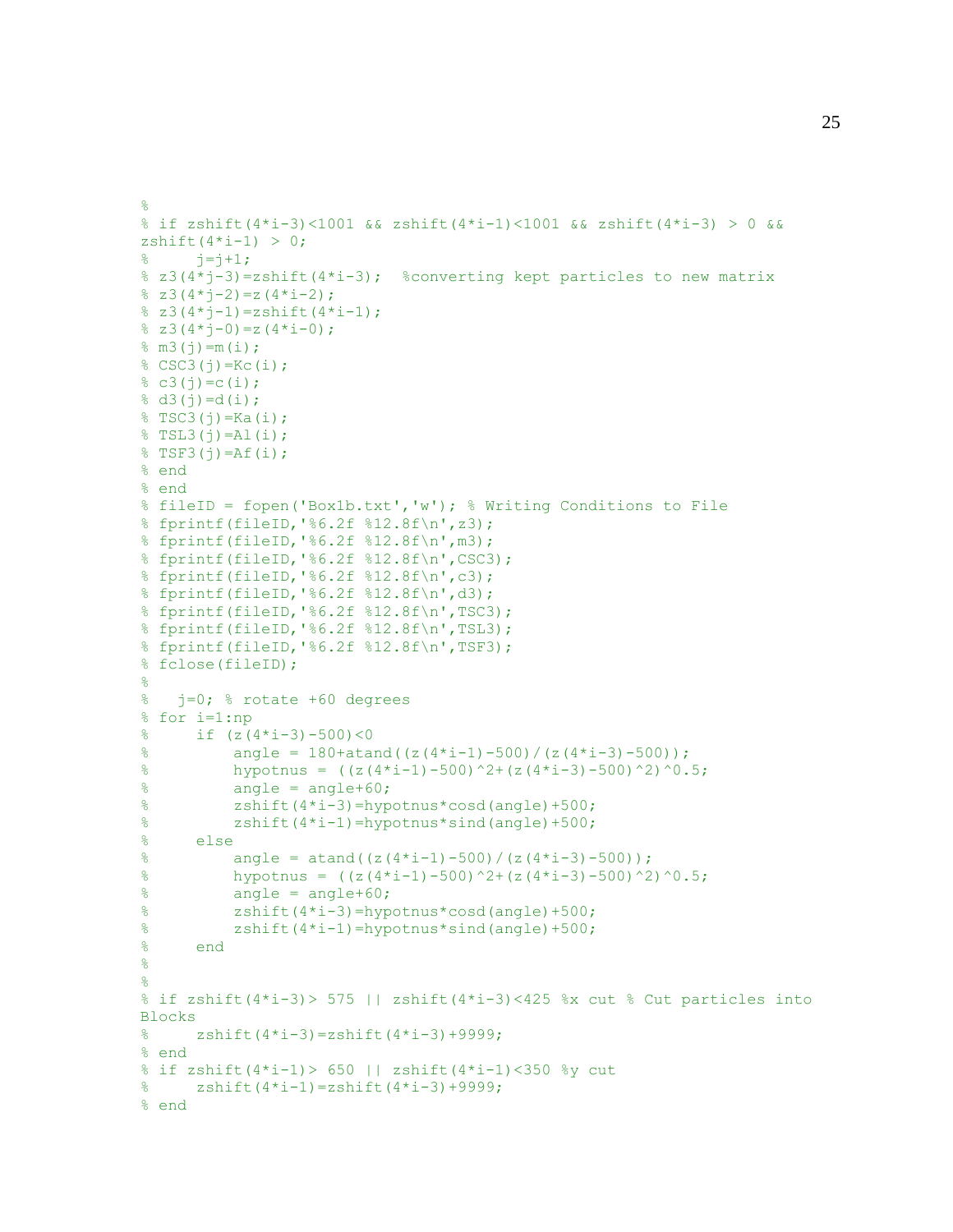```
%
% if zshift(4*i-3)<1001 && zshift(4*i-1)<1001 && zshift(4*i-3) > 0 &&
zshift(4*i-1) > 0;
%     j=j+1;
% z3(4*j-3)=zshift(4*i-3);  %converting kept particles to new matrix
% z3(4*j-2)=z(4*i-2);
% z3(4*j-1)=zshift(4*i-1);
% z3(4*j-0)=z(4*i-0);
% m3(j)=m(i);
% CSC3(j)=Kc(i);
% c3(j)=c(i);
% d3(j)=d(i);
% TSC3(j)=Ka(i);
% TSL3(j)=Al(i);
% TSF3(j)=Af(i);
% end
% end
% fileID = fopen('Box1b.txt','w'); % Writing Conditions to File
% fprintf(fileID,'%6.2f %12.8f\n',z3);
% fprintf(fileID,'%6.2f %12.8f\n',m3);
% fprintf(fileID,'%6.2f %12.8f\n',CSC3);
% fprintf(fileID,'%6.2f %12.8f\n',c3);
% fprintf(fileID,'%6.2f %12.8f\n',d3);
% fprintf(fileID,'%6.2f %12.8f\n',TSC3);
% fprintf(fileID,'%6.2f %12.8f\n',TSL3);
% fprintf(fileID,'%6.2f %12.8f\n',TSF3);
% fclose(fileID);
%
%   j=0; % rotate +60 degrees
% for i=1:np
%     if (z(4*i-3)-500)<0
%         angle = 180+atand((z(4*i-1)-500)/(z(4*i-3)-500));
%         hypotnus = ((z(4*i-1)-500)^2+(z(4*i-3)-500)^2)^0.5;
%         angle = angle+60;
%         zshift(4*i-3)=hypotnus*cosd(angle)+500;
%         zshift(4*i-1)=hypotnus*sind(angle)+500;
%     else
%         angle = atand((z(4*i-1)-500)/(z(4*i-3)-500));
%         hypotnus = ((z(4*i-1)-500)^2+(z(4*i-3)-500)^2)^0.5;
%         angle = angle+60;
%         zshift(4*i-3)=hypotnus*cosd(angle)+500;
%         zshift(4*i-1)=hypotnus*sind(angle)+500;
%     end
%
%
% if zshift(4*i-3)> 575 || zshift(4*i-3)<425 %x cut % Cut particles into
Blocks
%     zshift(4*i-3)=zshift(4*i-3)+9999;
% end
% if zshift(4*i-1)> 650 || zshift(4*i-1)<350 %y cut
%     zshift(4*i-1)=zshift(4*i-3)+9999;
% end
```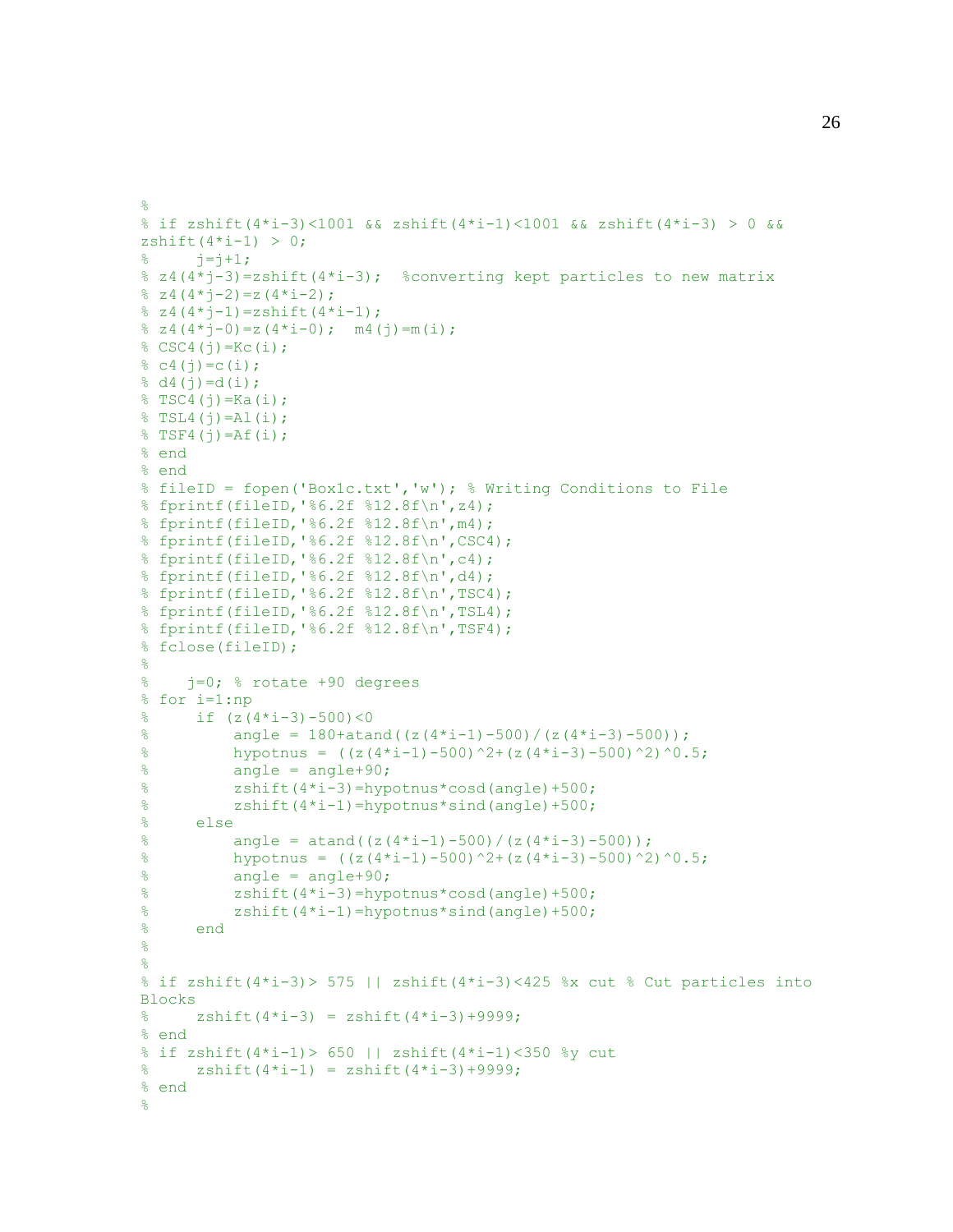```
%
% if zshift(4*i-3)<1001 && zshift(4*i-1)<1001 && zshift(4*i-3) > 0 &&
zshift(4*i-1) > 0;
%     j=j+1;
% z4(4*j-3)=zshift(4*i-3);  %converting kept particles to new matrix
% z4(4*j-2)=z(4*i-2);
% z4(4*j-1)=zshift(4*i-1);
% z4(4*j-0)=z(4*i-0);  m4(j)=m(i);
% CSC4(j)=Kc(i);
% c4(j)=c(i);
% d4(j)=d(i);
% TSC4(j)=Ka(i);
% TSL4(j)=Al(i);
% TSF4(j)=Af(i);
% end
% end
% fileID = fopen('Box1c.txt','w'); % Writing Conditions to File
% fprintf(fileID,'%6.2f %12.8f\n',z4);
% fprintf(fileID,'%6.2f %12.8f\n',m4);
% fprintf(fileID,'%6.2f %12.8f\n',CSC4);
% fprintf(fileID,'%6.2f %12.8f\n',c4);
% fprintf(fileID,'%6.2f %12.8f\n',d4);
% fprintf(fileID,'%6.2f %12.8f\n',TSC4);
% fprintf(fileID,'%6.2f %12.8f\n',TSL4);
% fprintf(fileID,'%6.2f %12.8f\n',TSF4);
% fclose(fileID);
%
%    j=0; % rotate +90 degrees
% for i=1:np
%     if (z(4*i-3)-500)<0
%         angle = 180+atand((z(4*i-1)-500)/(z(4*i-3)-500));
%         hypotnus = ((z(4*i-1)-500)^2+(z(4*i-3)-500)^2)^0.5;
%         angle = angle+90;
%         zshift(4*i-3)=hypotnus*cosd(angle)+500;
%         zshift(4*i-1)=hypotnus*sind(angle)+500;
%     else
%         angle = atand((z(4*i-1)-500)/(z(4*i-3)-500));
%         hypotnus = ((z(4*i-1)-500)^2+(z(4*i-3)-500)^2)^0.5;
%         angle = angle+90;
%         zshift(4*i-3)=hypotnus*cosd(angle)+500;
%         zshift(4*i-1)=hypotnus*sind(angle)+500;
%     end
%
%
% if zshift(4*i-3)> 575 || zshift(4*i-3)<425 %x cut % Cut particles into
Blocks
%     zshift(4*i-3) = zshift(4*i-3)+9999;
% end
% if zshift(4*i-1)> 650 || zshift(4*i-1)<350 %y cut
%     zshift(4*i-1) = zshift(4*i-3)+9999;
% end
%
```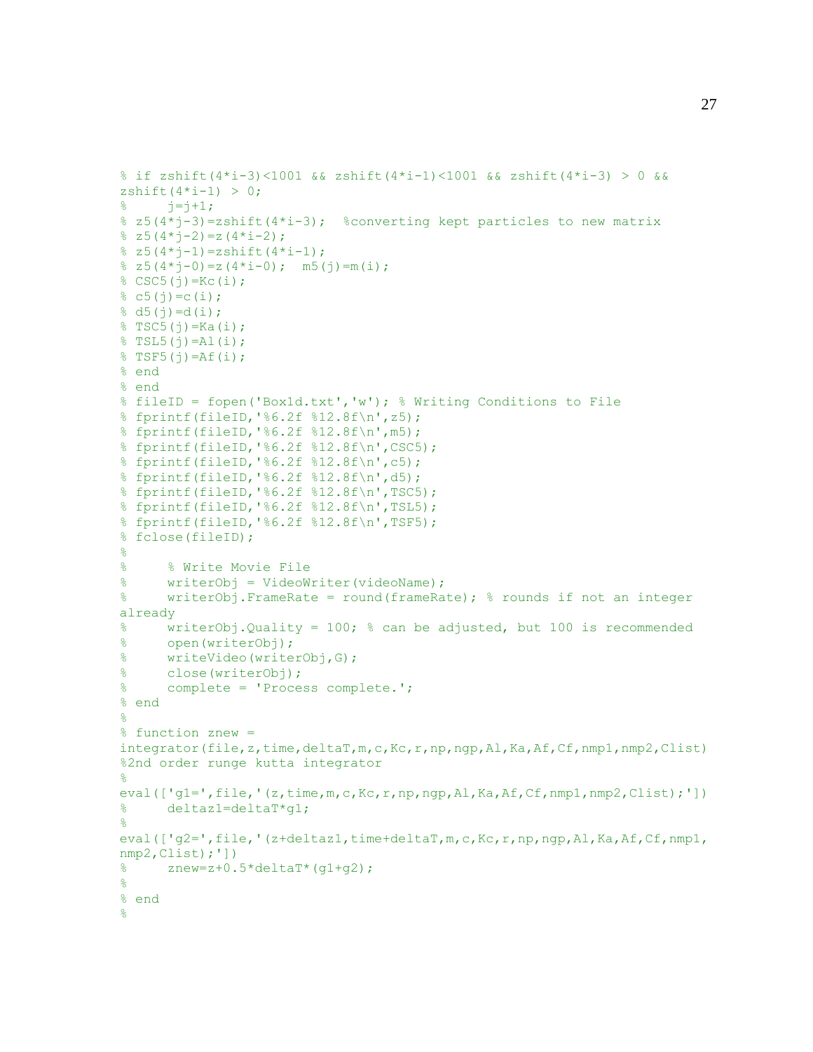```
% if zshift(4*i-3)<1001 && zshift(4*i-1)<1001 && zshift(4*i-3) > 0 &&
zshift(4*i-1) > 0;
%     j=j+1;
% z5(4*j-3)=zshift(4*i-3);  %converting kept particles to new matrix
% z5(4*j-2)=z(4*i-2);
% z5(4*j-1)=zshift(4*i-1);
% z5(4*j-0)=z(4*i-0);  m5(j)=m(i);
% CSC5(j)=Kc(i);
% c5(j)=c(i);
% d5(j)=d(i);
% TSC5(j)=Ka(i);
% TSL5(j)=Al(i);
% TSF5(j)=Af(i);
% end
% end
% fileID = fopen('Box1d.txt','w'); % Writing Conditions to File
% fprintf(fileID,'%6.2f %12.8f\n',z5);
% fprintf(fileID,'%6.2f %12.8f\n',m5);
% fprintf(fileID,'%6.2f %12.8f\n',CSC5);
% fprintf(fileID,'%6.2f %12.8f\n',c5);
% fprintf(fileID,'%6.2f %12.8f\n',d5);
% fprintf(fileID,'%6.2f %12.8f\n',TSC5);
% fprintf(fileID,'%6.2f %12.8f\n',TSL5);
% fprintf(fileID,'%6.2f %12.8f\n',TSF5);
% fclose(fileID);
%
%     % Write Movie File
%     writerObj = VideoWriter(videoName);
%     writerObj.FrameRate = round(frameRate); % rounds if not an integer
already
%     writerObj.Quality = 100; % can be adjusted, but 100 is recommended
%     open(writerObj);
%     writeVideo(writerObj,G);
%     close(writerObj);
%     complete = 'Process complete.';
% end
%
% function znew =
integrator(file,z,time,deltaT,m,c,Kc,r,np,ngp,Al,Ka,Af,Cf,nmp1,nmp2,Clist)
%2nd order runge kutta integrator
%
eval(['g1=',file,'(z,time,m,c,Kc,r,np,ngp,Al,Ka,Af,Cf,nmp1,nmp2,Clist);'])
%     deltaz1=deltaT*g1;
%
eval(['g2=',file,'(z+deltaz1,time+deltaT,m,c,Kc,r,np,ngp,Al,Ka,Af,Cf,nmp1,
nmp2,Clist);'])
%     znew=z+0.5*deltaT*(g1+g2);
%
% end
%
```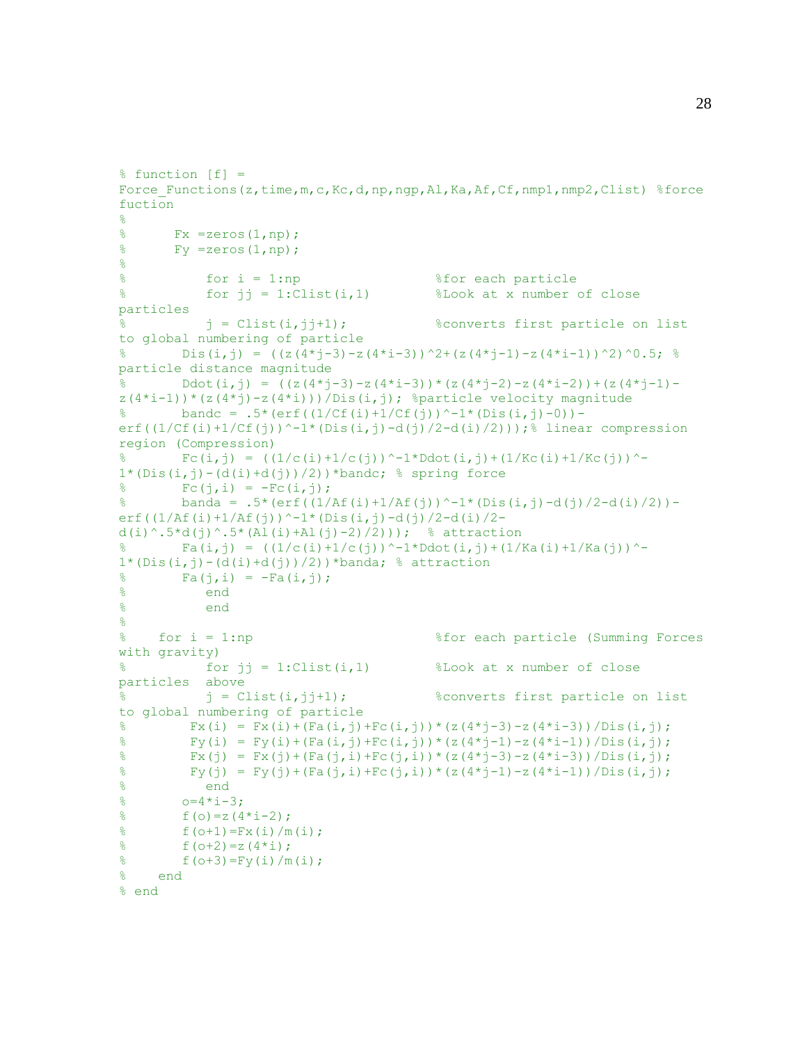```
% function [f] =
Force_Functions(z,time,m,c,Kc,d,np,ngp,Al,Ka,Af,Cf,nmp1,nmp2,Clist) %force
fuction
%
%      Fx =zeros(1,np);
%      Fy =zeros(1,np);
%
%          for i = 1:np                  %for each particle
%          for jj = 1:Clist(i,1)         %Look at x number of close
particles
%          j = Clist(i,jj+1);            %converts first particle on list
to global numbering of particle
%       Dis(i,j) = ((z(4*j-3)-z(4*i-3))^2+(z(4*j-1)-z(4*i-1))^2)^0.5; %
particle distance magnitude
%       Ddot(i,j) = ((z(4*j-3)-z(4*i-3))*(z(4*j-2)-z(4*i-2))+(z(4*j-1)-
z(4*i-1))*(z(4*j)-z(4*i)))/Dis(i,j); %particle velocity magnitude
%       bandc = .5*(erf((1/Cf(i)+1/Cf(j))^-1*(Dis(i,j)-0))-
erf((1/Cf(i)+1/Cf(j))^-1*(Dis(i,j)-d(j)/2-d(i)/2)));% linear compression
region (Compression)
%       Fc(i,j) = ((1/c(i)+1/c(j))^-1*Ddot(i,j)+(1/Kc(i)+1/Kc(j))^-
1*(Dis(i,j)-(d(i)+d(j))/2))*bandc; % spring force
%       Fc(j,i) = -Fc(i,j);
%       banda = .5*(erf((1/Af(i)+1/Af(j))^-1*(Dis(i,j)-d(j)/2-d(i)/2))-
erf((1/Af(i)+1/Af(j))^-1*(Dis(i,j)-d(j)/2-d(i)/2-
d(i)^.5*d(j)^.5*(Al(i)+Al(j)-2)/2)));  % attraction
%       Fa(i,j) = ((1/c(i)+1/c(j))^-1*Ddot(i,j)+(1/Ka(i)+1/Ka(j))^-
1*(Dis(i,j)-(d(i)+d(j))/2))*banda; % attraction
%       Fa(j,i) = -Fa(i,j);
%          end
%          end
%
%    for i = 1:np                        %for each particle (Summing Forces
with gravity)
%          for jj = 1:Clist(i,1)         %Look at x number of close
particles  above
%          j = Clist(i,jj+1);            %converts first particle on list
to global numbering of particle
%        Fx(i) = Fx(i)+(Fa(i,j)+Fc(i,j))*(z(4*j-3)-z(4*i-3))/Dis(i,j);
%        Fy(i) = Fy(i)+(Fa(i,j)+Fc(i,j))*(z(4*j-1)-z(4*i-1))/Dis(i,j);
%        Fx(j) = Fx(j)+(Fa(j,i)+Fc(j,i))*(z(4*j-3)-z(4*i-3))/Dis(i,j);
%        Fy(j) = Fy(j)+(Fa(j,i)+Fc(j,i))*(z(4*j-1)-z(4*i-1))/Dis(i,j);
%          end
%       o=4*i-3;
%       f(o)=z(4*i-2);
%       f(o+1)=Fx(i)/m(i);
%       f(o+2)=z(4*i);
%       f(o+3)=Fy(i)/m(i);
%    end
% end
```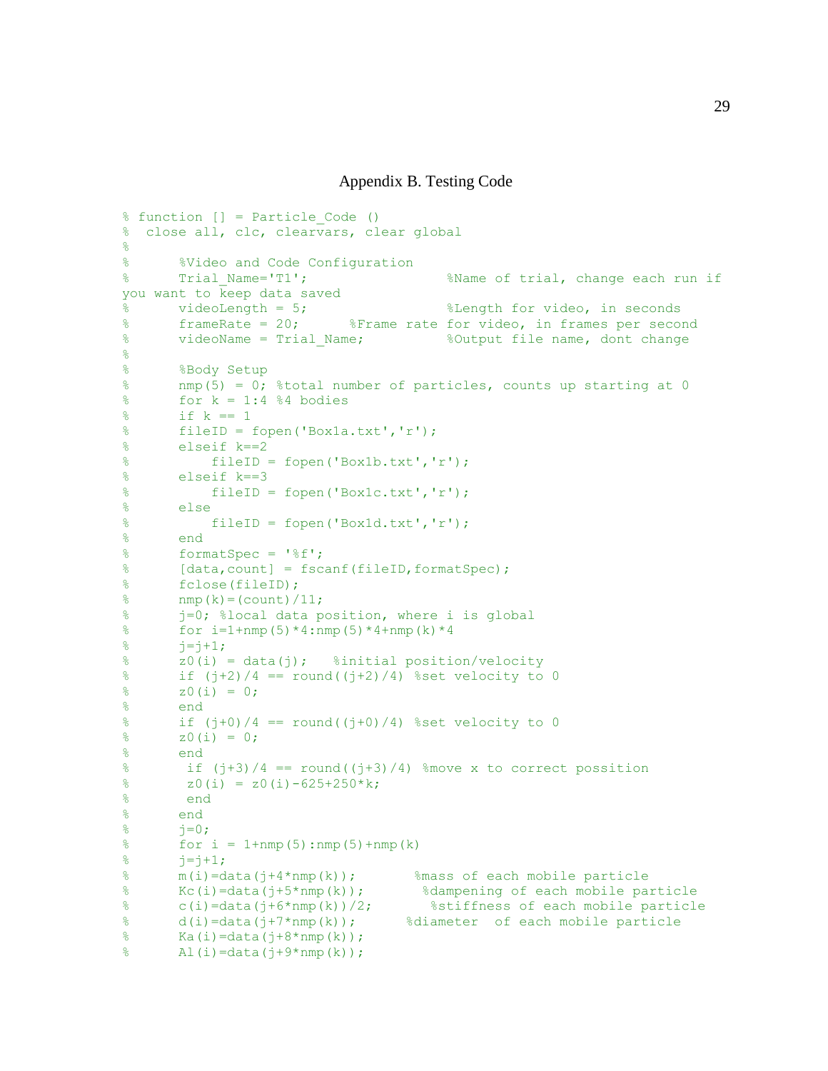## Appendix B. Testing Code

```
% function [] = Particle_Code ()
%  close all, clc, clearvars, clear global
%
%      %Video and Code Configuration
%      Trial_Name='T1';                  %Name of trial, change each run if
you want to keep data saved
%      videoLength = 5;                  %Length for video, in seconds
%      frameRate = 20;      %Frame rate for video, in frames per second
%      videoName = Trial_Name;           %Output file name, dont change
%
%      %Body Setup
%      nmp(5) = 0; %total number of particles, counts up starting at 0
%      for k = 1:4 %4 bodies
%      if k == 1
%      fileID = fopen('Box1a.txt','r');
%      elseif k==2
%          fileID = fopen('Box1b.txt','r');
%      elseif k==3
%          fileID = fopen('Box1c.txt','r');
%      else
%          fileID = fopen('Box1d.txt','r');
%      end
%      formatSpec = '%f';
%      [data,count] = fscanf(fileID,formatSpec);
%      fclose(fileID);
%      nmp(k)=(count)/11;
%      j=0; %local data position, where i is global
%      for i=1+nmp(5)*4:nmp(5)*4+nmp(k)*4
%      j=j+1;
%      z0(i) = data(j);   %initial position/velocity
%      if (j+2)/4 == round((j+2)/4) %set velocity to 0
%      z0(i) = 0;
%      end
%      if (j+0)/4 == round((j+0)/4) %set velocity to 0
%      z0(i) = 0;
%      end
%       if (j+3)/4 == round((j+3)/4) %move x to correct possition
%       z0(i) = z0(i)-625+250*k;
%       end
%      end
%      j=0;
%      for i = 1+nmp(5):nmp(5)+nmp(k)
%      j=j+1;
%      m(i)=data(j+4*nmp(k));       %mass of each mobile particle
%      Kc(i)=data(j+5*nmp(k));       %dampening of each mobile particle
%      c(i)=data(j+6*nmp(k))/2;       %stiffness of each mobile particle
%      d(i)=data(j+7*nmp(k));      %diameter  of each mobile particle
%      Ka(i)=data(j+8*nmp(k));
%      Al(i)=data(j+9*nmp(k));
```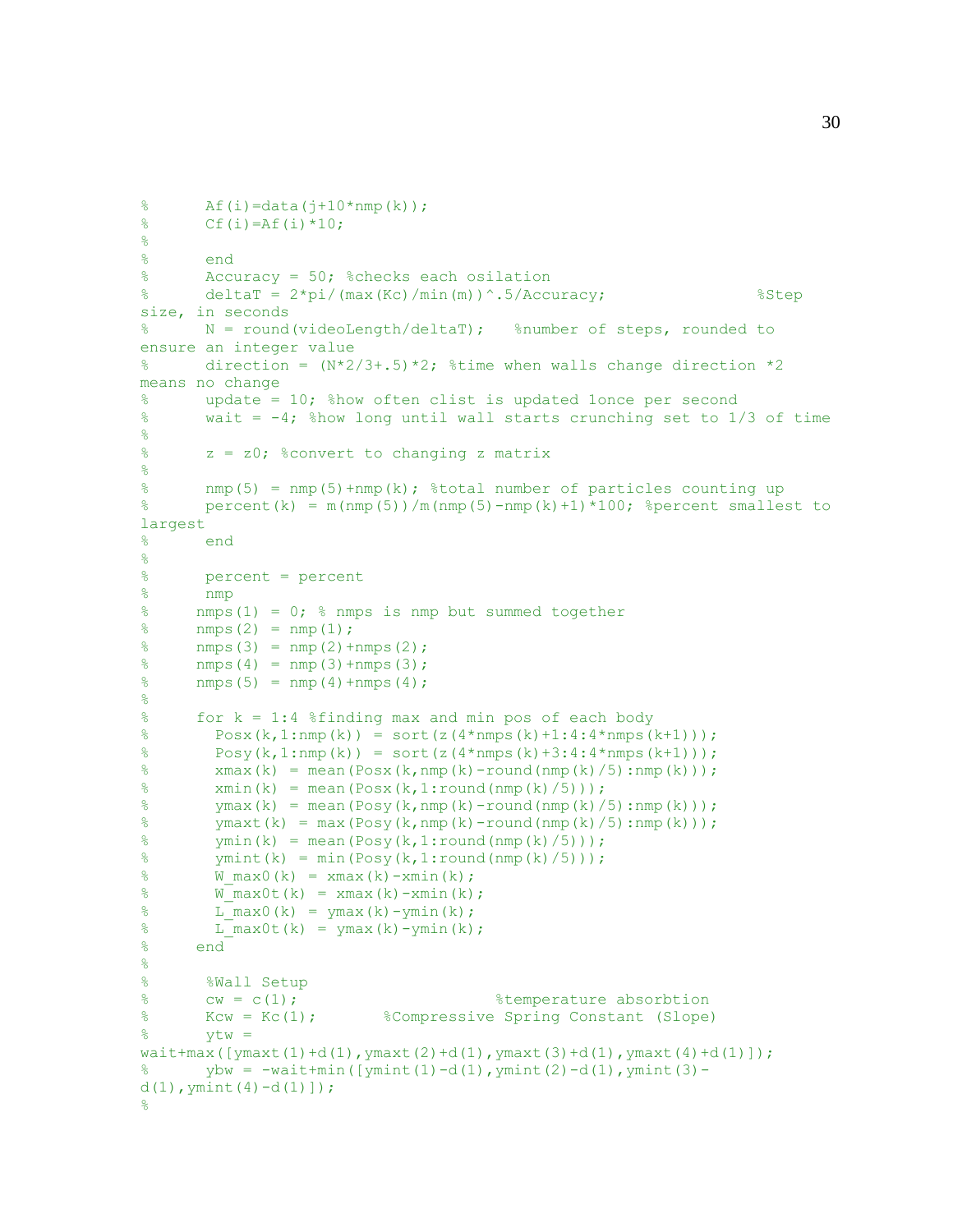```
%      Af(i)=data(j+10*nmp(k));
%      Cf(i)=Af(i)*10;
%
%      end
%      Accuracy = 50; %checks each osilation
%      deltaT = 2*pi/(max(Kc)/min(m))^.5/Accuracy;                %Step
size, in seconds
%      N = round(videoLength/deltaT);   %number of steps, rounded to
ensure an integer value
%      direction = (N*2/3+.5)*2; %time when walls change direction *2
means no change
%      update = 10; %how often clist is updated 1once per second
%      wait = -4; %how long until wall starts crunching set to 1/3 of time
%
%      z = z0; %convert to changing z matrix
%
%      nmp(5) = nmp(5)+nmp(k); %total number of particles counting up
%      percent(k) = m(nmp(5))/m(nmp(5)-nmp(k)+1)*100; %percent smallest to
largest
%      end
%
%      percent = percent
%      nmp
%     nmps(1) = 0; % nmps is nmp but summed together
%     nmps(2) = nmp(1);
%     nmps(3) = nmp(2)+nmps(2);
%     nmps(4) = nmp(3)+nmps(3);
%     nmps(5) = nmp(4)+nmps(4);
%
%     for k = 1:4 %finding max and min pos of each body
%       Posx(k,1:nmp(k)) = sort(z(4*nmps(k)+1:4:4*nmps(k+1)));
%       Posy(k,1:nmp(k)) = sort(z(4*nmps(k)+3:4:4*nmps(k+1)));
%       xmax(k) = mean(Posx(k,nmp(k)-round(nmp(k)/5):nmp(k)));
%       xmin(k) = mean(Posx(k,1:round(nmp(k)/5)));
%       ymax(k) = mean(Posy(k,nmp(k)-round(nmp(k)/5):nmp(k)));
%       ymaxt(k) = max(Posy(k,nmp(k)-round(nmp(k)/5):nmp(k)));
%       ymin(k) = mean(Posy(k,1:round(nmp(k)/5)));
%       ymint(k) = min(Posy(k,1:round(nmp(k)/5)));
%       W_max0(k) = xmax(k)-xmin(k);
%       W_max0t(k) = xmax(k)-xmin(k);
%       L_max0(k) = ymax(k)-ymin(k);
%       L_max0t(k) = ymax(k)-ymin(k);
%     end
%
%      %Wall Setup
%      cw = c(1);                     %temperature absorbtion
%      Kcw = Kc(1);       %Compressive Spring Constant (Slope)
%      ytw =
wait+max([ymaxt(1)+d(1),ymaxt(2)+d(1),ymaxt(3)+d(1),ymaxt(4)+d(1)]);
%      ybw = -wait+min([ymint(1)-d(1),ymint(2)-d(1),ymint(3)-
d(1),ymint(4)-d(1)]);
%
```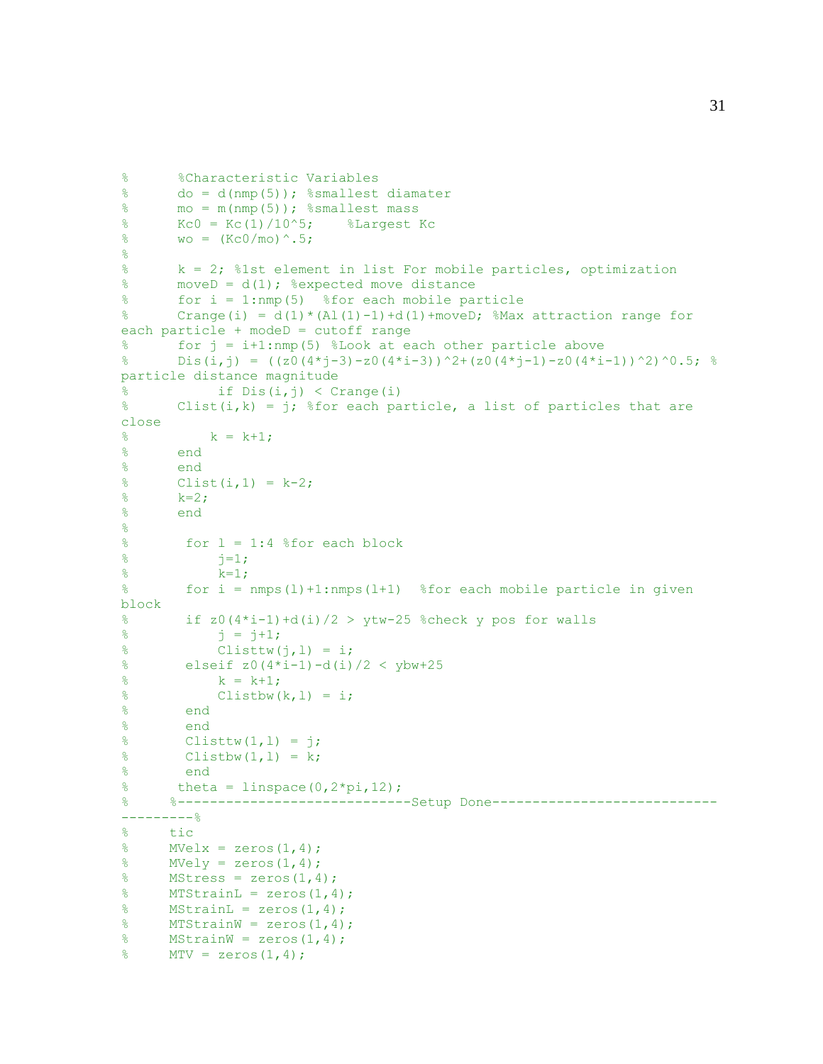```
%      %Characteristic Variables
%      do = d(nmp(5)); %smallest diamater
%      mo = m(nmp(5)); %smallest mass
%      Kc0 = Kc(1)/10^5;    %Largest Kc
%      wo = (Kc0/mo)^.5;
%
%      k = 2; %1st element in list For mobile particles, optimization
%      moveD = d(1); %expected move distance
%      for i = 1:nmp(5)  %for each mobile particle
%      Crange(i) = d(1)*(Al(1)-1)+d(1)+moveD; %Max attraction range for
each particle + modeD = cutoff range
%      for j = i+1:nmp(5) %Look at each other particle above
%      Dis(i,j) = ((z0(4*j-3)-z0(4*i-3))^2+(z0(4*j-1)-z0(4*i-1))^2)^0.5; %
particle distance magnitude
%           if Dis(i,j) < Crange(i)
%      Clist(i,k) = j; %for each particle, a list of particles that are
close
%          k = k+1;
%      end
%      end
%      Clist(i,1) = k-2;
%      k=2;
%      end
%
%       for l = 1:4 %for each block
%           j=1;
%           k=1;
%       for i = nmps(l)+1:nmps(l+1)  %for each mobile particle in given
block
%       if z0(4*i-1)+d(i)/2 > ytw-25 %check y pos for walls
%           j = j+1;
%           Clisttw(j,l) = i;
%       elseif z0(4*i-1)-d(i)/2 < ybw+25
%           k = k+1;
%           Clistbw(k,l) = i;
%       end
%       end
%       Clisttw(1,l) = j;
%       Clistbw(1,l) = k;
%       end
%      theta = linspace(0,2*pi,12);
%     %-----------------------------Setup Done----------------------------
---------%
%     tic
%     MVelx = zeros(1,4);
%     MVely = zeros(1,4);
%     MStress = zeros(1,4);
%     MTStrainL = zeros(1,4);
%     MStrainL = zeros(1,4);
%     MTStrainW = zeros(1,4);
%     MStrainW = zeros(1,4);
%     MTV = zeros(1,4);
```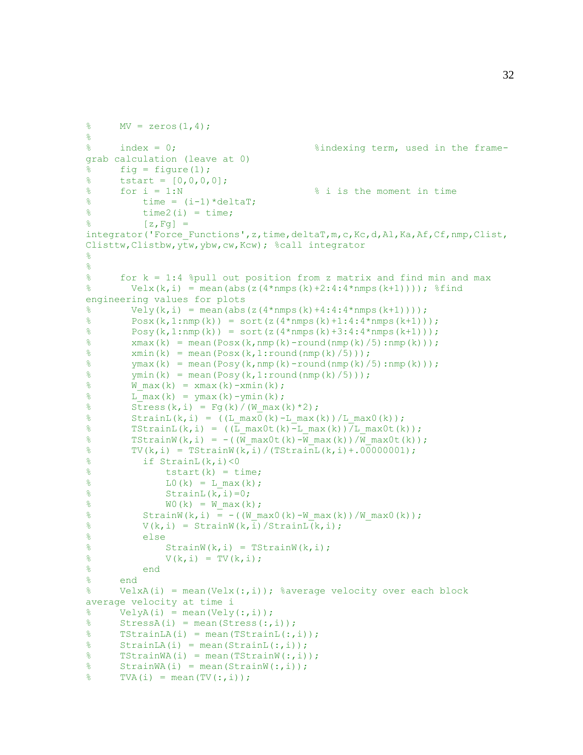```
%     MV = zeros(1,4);
%
%     index = 0;                        %indexing term, used in the frame-
grab calculation (leave at 0)
%     fig = figure(1);
%     tstart = [0,0,0,0];
%     for i = 1:N                       % i is the moment in time
%         time = (i-1)*deltaT;
%         time2(i) = time;
%         [z,Fg] =
integrator('Force_Functions',z,time,deltaT,m,c,Kc,d,Al,Ka,Af,Cf,nmp,Clist,
Clisttw,Clistbw,ytw,ybw,cw,Kcw); %call integrator
%
%
%     for k = 1:4 %pull out position from z matrix and find min and max
%       Velx(k,i) = mean(abs(z(4*nmps(k)+2:4:4*nmps(k+1)))); %find
engineering values for plots
%       Vely(k,i) = mean(abs(z(4*nmps(k)+4:4:4*nmps(k+1))));
%       Posx(k,1:nmp(k)) = sort(z(4*nmps(k)+1:4:4*nmps(k+1)));
%       Posy(k,1:nmp(k)) = sort(z(4*nmps(k)+3:4:4*nmps(k+1)));
%       xmax(k) = mean(Posx(k,nmp(k)-round(nmp(k)/5):nmp(k)));
%       xmin(k) = mean(Posx(k,1:round(nmp(k)/5)));
%       ymax(k) = mean(Posy(k,nmp(k)-round(nmp(k)/5):nmp(k)));
%       ymin(k) = mean(Posy(k,1:round(nmp(k)/5)));
%       W_max(k) = xmax(k)-xmin(k);
%       L_max(k) = ymax(k)-ymin(k);
%       Stress(k,i) = Fg(k)/(W_max(k)*2);
%       StrainL(k,i) = ((L_max0(k)-L_max(k))/L_max0(k));
%       TStrainL(k,i) = ((L_max0t(k)-L_max(k))/L_max0t(k));
%       TStrainW(k,i) = -((W_max0t(k)-W_max(k))/W_max0t(k));
%       TV(k,i) = TStrainW(k,i)/(TStrainL(k,i)+.00000001);
%         if StrainL(k,i)<0
%             tstart(k) = time;
%             L0(k) = L_max(k);
%             StrainL(k,i)=0;
%             W0(k) = W_max(k);
%         StrainW(k,i) = -((W_max0(k)-W_max(k))/W_max0(k));
%         V(k,i) = StrainW(k,i)/StrainL(k,i);
%         else
%             StrainW(k,i) = TStrainW(k,i);
%             V(k,i) = TV(k,i);
%         end
%     end
%     VelxA(i) = mean(Velx(:,i)); %average velocity over each block
average velocity at time i
%     VelyA(i) = mean(Vely(:,i));
%     StressA(i) = mean(Stress(:,i));
%     TStrainLA(i) = mean(TStrainL(:,i));
%     StrainLA(i) = mean(StrainL(:,i));
%     TStrainWA(i) = mean(TStrainW(:,i));
%     StrainWA(i) = mean(StrainW(:,i));
%     TVA(i) = mean(TV(:,i));
```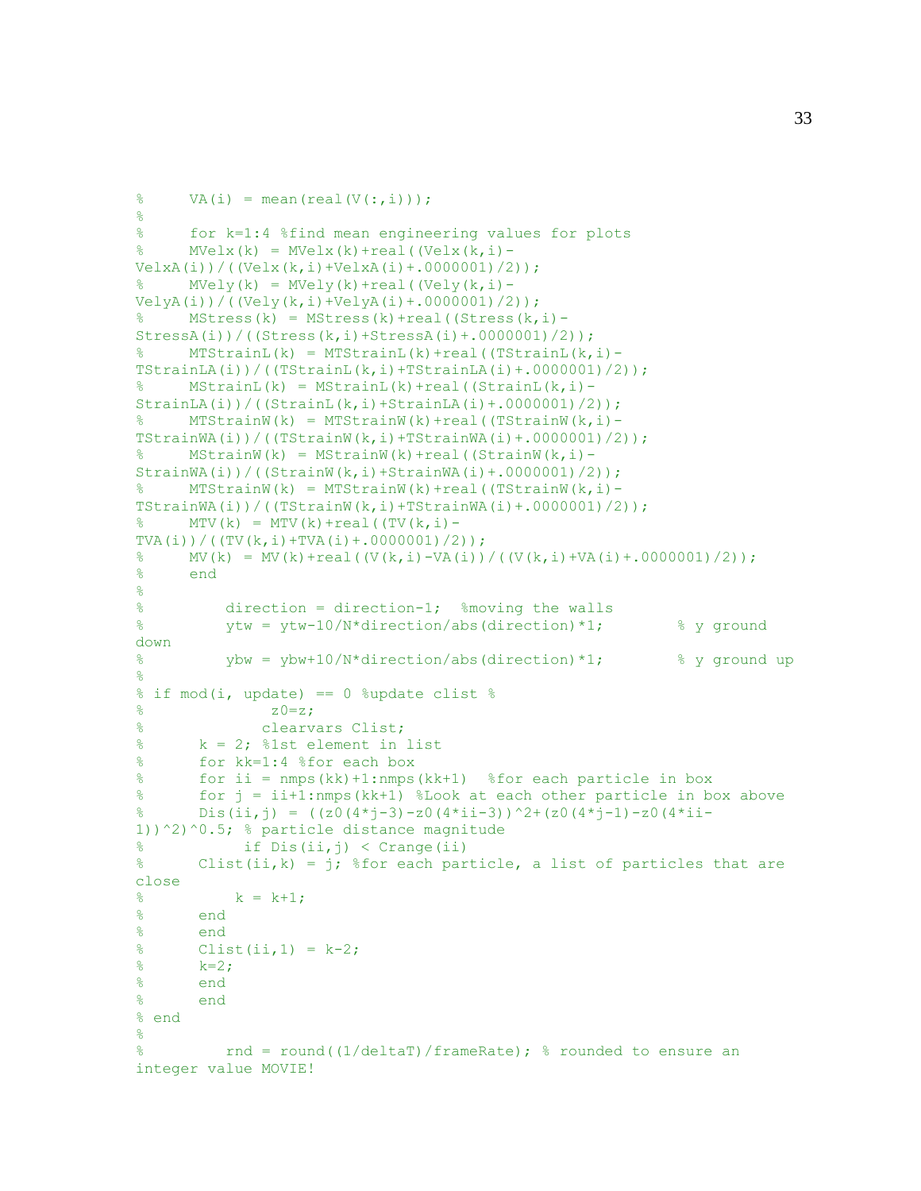```
%     VA(i) = mean(real(V(:,i)));
%
%     for k=1:4 %find mean engineering values for plots
%     MVelx(k) = MVelx(k)+real((Velx(k,i)-
VelxA(i))/((Velx(k,i)+VelxA(i)+.0000001)/2));
%     MVely(k) = MVely(k)+real((Vely(k,i)-
VelyA(i))/((Vely(k,i)+VelyA(i)+.0000001)/2));
%     MStress(k) = MStress(k)+real((Stress(k,i)-
StressA(i))/((Stress(k,i)+StressA(i)+.0000001)/2));
%     MTStrainL(k) = MTStrainL(k)+real((TStrainL(k,i)-
TStrainLA(i))/((TStrainL(k,i)+TStrainLA(i)+.0000001)/2));
%     MStrainL(k) = MStrainL(k)+real((StrainL(k,i)-
StrainLA(i))/((StrainL(k,i)+StrainLA(i)+.0000001)/2));
%     MTStrainW(k) = MTStrainW(k)+real((TStrainW(k,i)-
TStrainWA(i))/((TStrainW(k,i)+TStrainWA(i)+.0000001)/2));
%     MStrainW(k) = MStrainW(k)+real((StrainW(k,i)-
StrainWA(i))/((StrainW(k,i)+StrainWA(i)+.0000001)/2));
%     MTStrainW(k) = MTStrainW(k)+real((TStrainW(k,i)-
TStrainWA(i))/((TStrainW(k,i)+TStrainWA(i)+.0000001)/2));
%     MTV(k) = MTV(k)+real((TV(k,i)-
TVA(i))/((TV(k,i)+TVA(i)+.0000001)/2));
%     MV(k) = MV(k)+real((V(k,i)-VA(i))/((V(k,i)+VA(i)+.0000001)/2));
%     end
%
%         direction = direction-1;  %moving the walls
%         ytw = ytw-10/N*direction/abs(direction)*1;        % y ground
down
%         ybw = ybw+10/N*direction/abs(direction)*1;        % y ground up
%
% if mod(i, update) == 0 %update clist %
%              z0=z;
%             clearvars Clist;
%      k = 2; %1st element in list
%      for kk=1:4 %for each box
%      for ii = nmps(kk)+1:nmps(kk+1)  %for each particle in box
%      for j = ii+1:nmps(kk+1) %Look at each other particle in box above
%      Dis(ii,j) = ((z0(4*j-3)-z0(4*ii-3))^2+(z0(4*j-1)-z0(4*ii-
1))^2)^0.5; % particle distance magnitude
%           if Dis(ii,j) < Crange(ii)
%      Clist(ii,k) = j; %for each particle, a list of particles that are
close
%          k = k+1;
%      end
%      end
%      Clist(ii,1) = k-2;
%      k=2;
%      end
%      end
% end
%
%         rnd = round((1/deltaT)/frameRate); % rounded to ensure an
integer value MOVIE!
```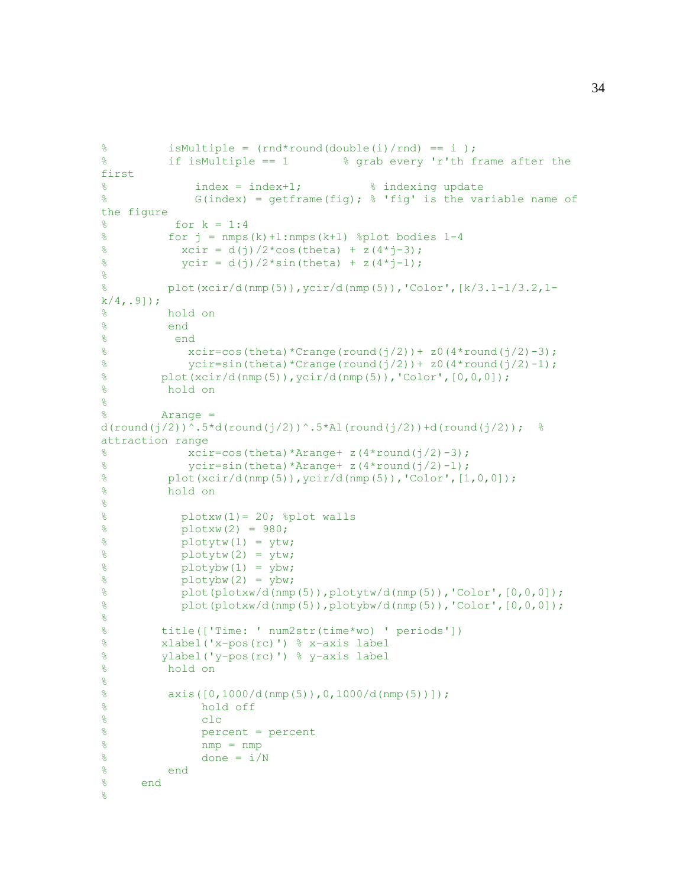```
%         isMultiple = (rnd*round(double(i)/rnd) == i );
%         if isMultiple == 1        % grab every 'r'th frame after the
first
%             index = index+1;          % indexing update
%             G(index) = getframe(fig); % 'fig' is the variable name of
the figure
%          for k = 1:4
%         for j = nmps(k)+1:nmps(k+1) %plot bodies 1-4
%           xcir = d(j)/2*cos(theta) + z(4*j-3);
%           ycir = d(j)/2*sin(theta) + z(4*j-1);
%
%         plot(xcir/d(nmp(5)),ycir/d(nmp(5)),'Color',[k/3.1-1/3.2,1-
k/4,.9]);
%         hold on
%         end
%          end
%            xcir=cos(theta)*Crange(round(j/2))+ z0(4*round(j/2)-3);
%            ycir=sin(theta)*Crange(round(j/2))+ z0(4*round(j/2)-1);
%        plot(xcir/d(nmp(5)),ycir/d(nmp(5)),'Color',[0,0,0]);
%         hold on
%
%        Arange =
d(round(j/2))^.5*d(round(j/2))^.5*Al(round(j/2))+d(round(j/2));  %
attraction range
%            xcir=cos(theta)*Arange+ z(4*round(j/2)-3);
%            ycir=sin(theta)*Arange+ z(4*round(j/2)-1);
%         plot(xcir/d(nmp(5)),ycir/d(nmp(5)),'Color',[1,0,0]);
%         hold on
%
%           plotxw(1)= 20; %plot walls
%           plotxw(2) = 980;
%           plotytw(1) = ytw;
%           plotytw(2) = ytw;
%           plotybw(1) = ybw;
%           plotybw(2) = ybw;
%           plot(plotxw/d(nmp(5)),plotytw/d(nmp(5)),'Color',[0,0,0]);
%           plot(plotxw/d(nmp(5)),plotybw/d(nmp(5)),'Color',[0,0,0]);
%
%        title(['Time: ' num2str(time*wo) ' periods'])
%        xlabel('x-pos(rc)') % x-axis label
%        ylabel('y-pos(rc)') % y-axis label
%         hold on
%
%         axis([0,1000/d(nmp(5)),0,1000/d(nmp(5))]);
%              hold off
%              clc
%              percent = percent
%              nmp = nmp
%              done = i/N
%         end
%     end
%
```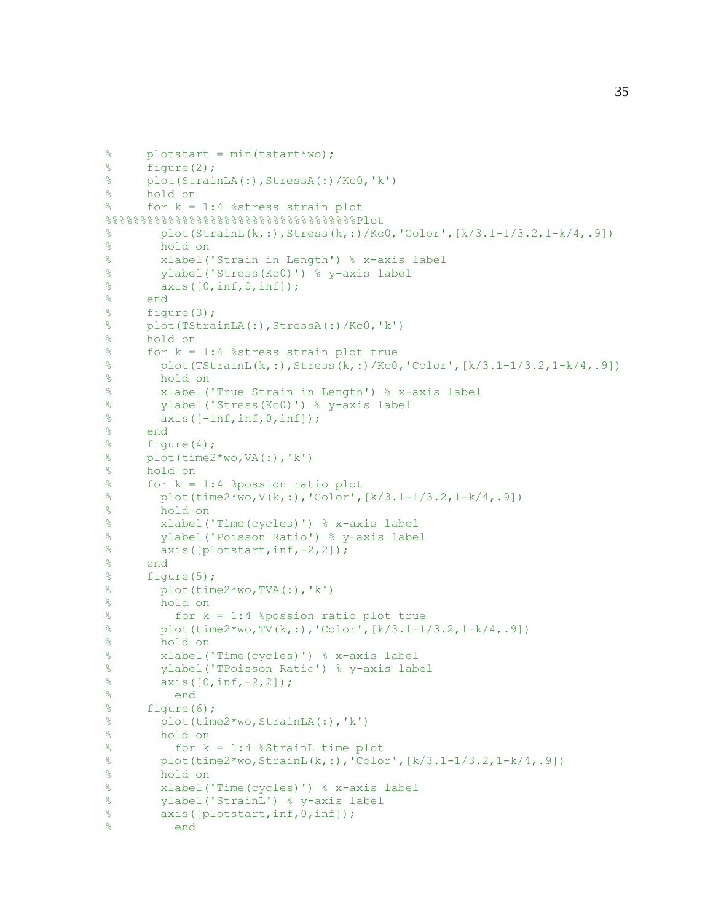```
%     plotstart = min(tstart*wo);
%     figure(2);
%     plot(StrainLA(:),StressA(:)/Kc0,'k')
%     hold on
%     for k = 1:4 %stress strain plot
%%%%%%%%%%%%%%%%%%%%%%%%%%%%%%%%%%%%Plot
%       plot(StrainL(k,:),Stress(k,:)/Kc0,'Color',[k/3.1-1/3.2,1-k/4,.9])
%       hold on
%       xlabel('Strain in Length') % x-axis label
%       ylabel('Stress(Kc0)') % y-axis label
%       axis([0,inf,0,inf]);
%     end
%     figure(3);
%     plot(TStrainLA(:),StressA(:)/Kc0,'k')
%     hold on
%     for k = 1:4 %stress strain plot true
%       plot(TStrainL(k,:),Stress(k,:)/Kc0,'Color',[k/3.1-1/3.2,1-k/4,.9])
%       hold on
%       xlabel('True Strain in Length') % x-axis label
%       ylabel('Stress(Kc0)') % y-axis label
%       axis([-inf,inf,0,inf]);
%     end
%     figure(4);
%     plot(time2*wo,VA(:),'k')
%     hold on
%     for k = 1:4 %possion ratio plot
%       plot(time2*wo,V(k,:),'Color',[k/3.1-1/3.2,1-k/4,.9])
%       hold on
%       xlabel('Time(cycles)') % x-axis label
%       ylabel('Poisson Ratio') % y-axis label
%       axis([plotstart,inf,-2,2]);
%     end
%     figure(5);
%       plot(time2*wo,TVA(:),'k')
%       hold on
%         for k = 1:4 %possion ratio plot true
%       plot(time2*wo,TV(k,:),'Color',[k/3.1-1/3.2,1-k/4,.9])
%       hold on
%       xlabel('Time(cycles)') % x-axis label
%       ylabel('TPoisson Ratio') % y-axis label
%       axis([0,inf,-2,2]);
%         end
%     figure(6);
%       plot(time2*wo,StrainLA(:),'k')
%       hold on
%         for k = 1:4 %StrainL time plot
%       plot(time2*wo,StrainL(k,:),'Color',[k/3.1-1/3.2,1-k/4,.9])
%       hold on
%       xlabel('Time(cycles)') % x-axis label
%       ylabel('StrainL') % y-axis label
%       axis([plotstart,inf,0,inf]);
%         end
```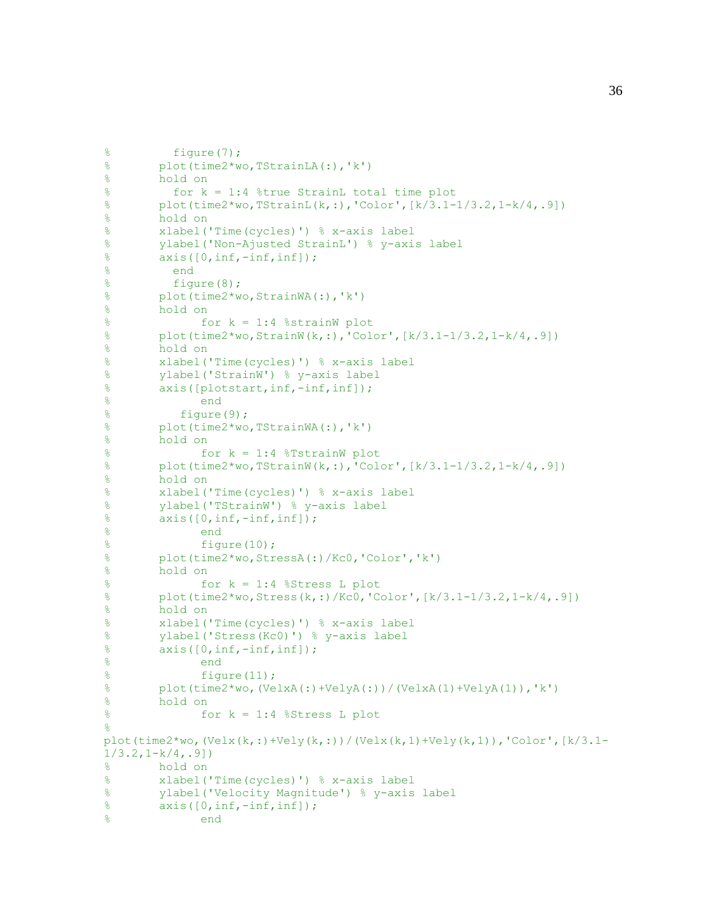```
%         figure(7);
%       plot(time2*wo,TStrainLA(:),'k')
%       hold on
%         for k = 1:4 %true StrainL total time plot
%       plot(time2*wo,TStrainL(k,:),'Color',[k/3.1-1/3.2,1-k/4,.9])
%       hold on
%       xlabel('Time(cycles)') % x-axis label
%       ylabel('Non-Ajusted StrainL') % y-axis label
%       axis([0,inf,-inf,inf]);
%         end
%         figure(8);
%       plot(time2*wo,StrainWA(:),'k')
%       hold on
%             for k = 1:4 %strainW plot
%       plot(time2*wo,StrainW(k,:),'Color',[k/3.1-1/3.2,1-k/4,.9])
%       hold on
%       xlabel('Time(cycles)') % x-axis label
%       ylabel('StrainW') % y-axis label
%       axis([plotstart,inf,-inf,inf]);
%             end
%          figure(9);
%       plot(time2*wo,TStrainWA(:),'k')
%       hold on
%             for k = 1:4 %TstrainW plot
%       plot(time2*wo,TStrainW(k,:),'Color',[k/3.1-1/3.2,1-k/4,.9])
%       hold on
%       xlabel('Time(cycles)') % x-axis label
%       ylabel('TStrainW') % y-axis label
%       axis([0,inf,-inf,inf]);
%             end
%             figure(10);
%       plot(time2*wo,StressA(:)/Kc0,'Color','k')
%       hold on
%             for k = 1:4 %Stress L plot
%       plot(time2*wo,Stress(k,:)/Kc0,'Color',[k/3.1-1/3.2,1-k/4,.9])
%       hold on
%       xlabel('Time(cycles)') % x-axis label
%       ylabel('Stress(Kc0)') % y-axis label
%       axis([0,inf,-inf,inf]);
%             end
%             figure(11);
%       plot(time2*wo,(VelxA(:)+VelyA(:))/(VelxA(1)+VelyA(1)),'k')
%       hold on
%             for k = 1:4 %Stress L plot
%
plot(time2*wo,(Velx(k,:)+Vely(k,:))/(Velx(k,1)+Vely(k,1)),'Color',[k/3.1-
1/3.2,1-k/4,.9])
%       hold on
%       xlabel('Time(cycles)') % x-axis label
%       ylabel('Velocity Magnitude') % y-axis label
%       axis([0,inf,-inf,inf]);
%             end
```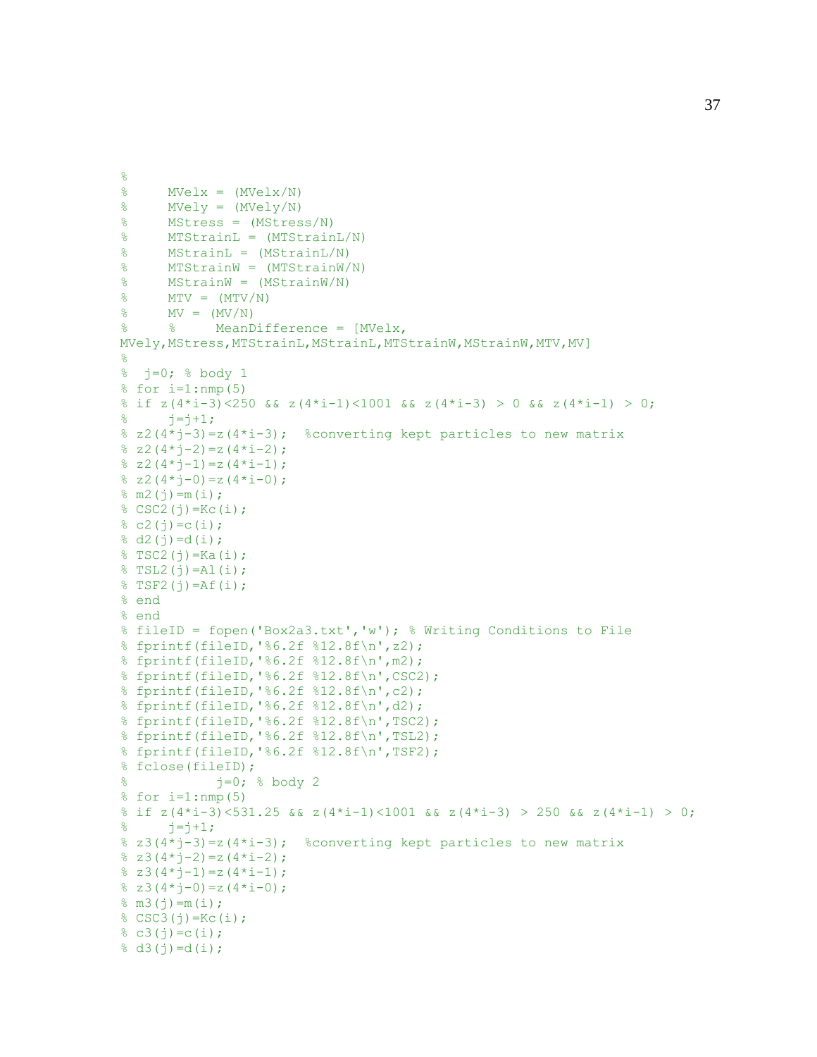```
%
%     MVelx = (MVelx/N)
%     MVely = (MVely/N)
%     MStress = (MStress/N)
%     MTStrainL = (MTStrainL/N)
%     MStrainL = (MStrainL/N)
%     MTStrainW = (MTStrainW/N)
%     MStrainW = (MStrainW/N)
%     MTV = (MTV/N)
%     MV = (MV/N)
%     %     MeanDifference = [MVelx,
MVely,MStress,MTStrainL,MStrainL,MTStrainW,MStrainW,MTV,MV]
%
%  j=0; % body 1
% for i=1:nmp(5)
% if z(4*i-3)<250 && z(4*i-1)<1001 && z(4*i-3) > 0 && z(4*i-1) > 0;
%     j=j+1;
% z2(4*j-3)=z(4*i-3);  %converting kept particles to new matrix
% z2(4*j-2)=z(4*i-2);
% z2(4*j-1)=z(4*i-1);
% z2(4*j-0)=z(4*i-0);
% m2(j)=m(i);
% CSC2(j)=Kc(i);
% c2(j)=c(i);
% d2(j)=d(i);
% TSC2(j)=Ka(i);
% TSL2(j)=Al(i);
% TSF2(j)=Af(i);
% end
% end
% fileID = fopen('Box2a3.txt','w'); % Writing Conditions to File
% fprintf(fileID,'%6.2f %12.8f\n',z2);
% fprintf(fileID,'%6.2f %12.8f\n',m2);
% fprintf(fileID,'%6.2f %12.8f\n',CSC2);
% fprintf(fileID,'%6.2f %12.8f\n',c2);
% fprintf(fileID,'%6.2f %12.8f\n',d2);
% fprintf(fileID,'%6.2f %12.8f\n',TSC2);
% fprintf(fileID,'%6.2f %12.8f\n',TSL2);
% fprintf(fileID,'%6.2f %12.8f\n',TSF2);
% fclose(fileID);
%           j=0; % body 2
% for i=1:nmp(5)
% if z(4*i-3)<531.25 && z(4*i-1)<1001 && z(4*i-3) > 250 && z(4*i-1) > 0;
%     j=j+1;
% z3(4*j-3)=z(4*i-3);  %converting kept particles to new matrix
% z3(4*j-2)=z(4*i-2);
% z3(4*j-1)=z(4*i-1);
% z3(4*j-0)=z(4*i-0);
% m3(j)=m(i);
% CSC3(j)=Kc(i);
% c3(j)=c(i);
% d3(j)=d(i);
```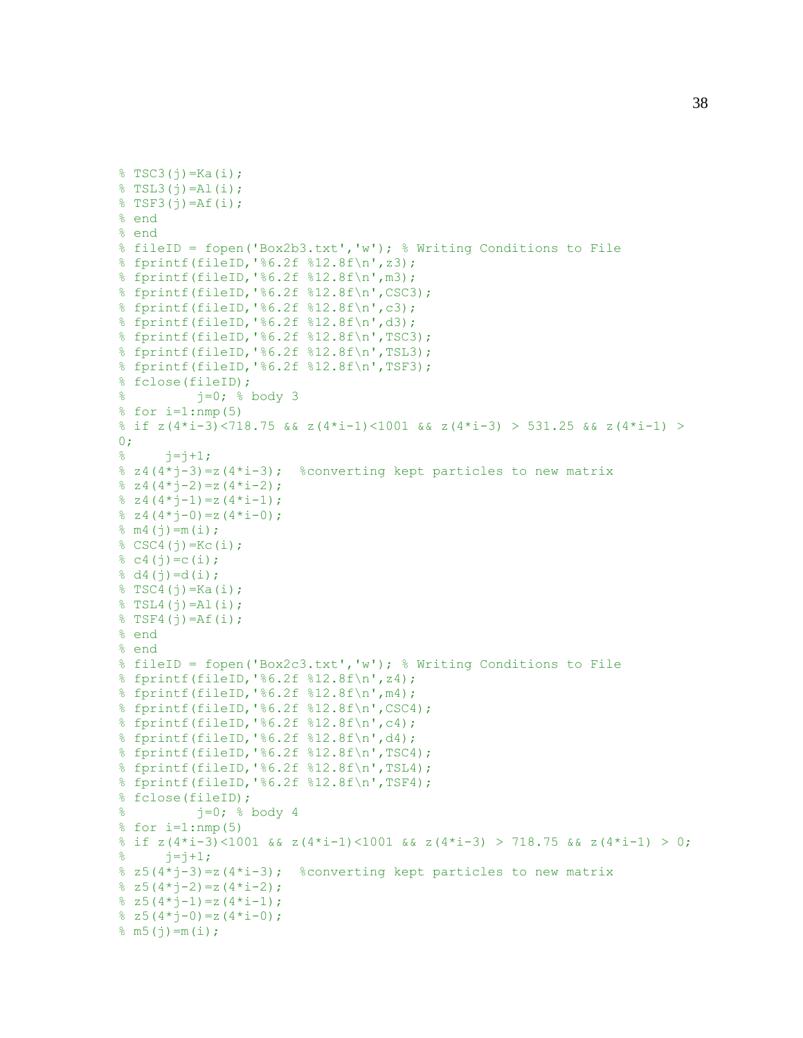```
% TSC3(j)=Ka(i);
% TSL3(j)=Al(i);
% TSF3(j)=Af(i);
% end
% end
% fileID = fopen('Box2b3.txt','w'); % Writing Conditions to File
% fprintf(fileID,'%6.2f %12.8f\n',z3);
% fprintf(fileID,'%6.2f %12.8f\n',m3);
% fprintf(fileID,'%6.2f %12.8f\n',CSC3);
% fprintf(fileID,'%6.2f %12.8f\n',c3);
% fprintf(fileID,'%6.2f %12.8f\n',d3);
% fprintf(fileID,'%6.2f %12.8f\n',TSC3);
% fprintf(fileID,'%6.2f %12.8f\n',TSL3);
% fprintf(fileID,'%6.2f %12.8f\n',TSF3);
% fclose(fileID);
%         j=0; % body 3
% for i=1:nmp(5)
% if z(4*i-3)<718.75 && z(4*i-1)<1001 && z(4*i-3) > 531.25 && z(4*i-1) >
0;
%     j=j+1;
% z4(4*j-3)=z(4*i-3);  %converting kept particles to new matrix
% z4(4*j-2)=z(4*i-2);
% z4(4*j-1)=z(4*i-1);
% z4(4*j-0)=z(4*i-0);
% m4(j)=m(i);
% CSC4(j)=Kc(i);
% c4(j)=c(i);
% d4(j)=d(i);
% TSC4(j)=Ka(i);
% TSL4(j)=Al(i);
% TSF4(j)=Af(i);
% end
% end
% fileID = fopen('Box2c3.txt','w'); % Writing Conditions to File
% fprintf(fileID,'%6.2f %12.8f\n',z4);
% fprintf(fileID,'%6.2f %12.8f\n',m4);
% fprintf(fileID,'%6.2f %12.8f\n',CSC4);
% fprintf(fileID,'%6.2f %12.8f\n',c4);
% fprintf(fileID,'%6.2f %12.8f\n',d4);
% fprintf(fileID,'%6.2f %12.8f\n',TSC4);
% fprintf(fileID,'%6.2f %12.8f\n',TSL4);
% fprintf(fileID,'%6.2f %12.8f\n',TSF4);
% fclose(fileID);
%         j=0; % body 4
% for i=1:nmp(5)
% if z(4*i-3)<1001 && z(4*i-1)<1001 && z(4*i-3) > 718.75 && z(4*i-1) > 0;
%     j=j+1;
% z5(4*j-3)=z(4*i-3);  %converting kept particles to new matrix
% z5(4*j-2)=z(4*i-2);
% z5(4*j-1)=z(4*i-1);
% z5(4*j-0)=z(4*i-0);
% m5(j)=m(i);
```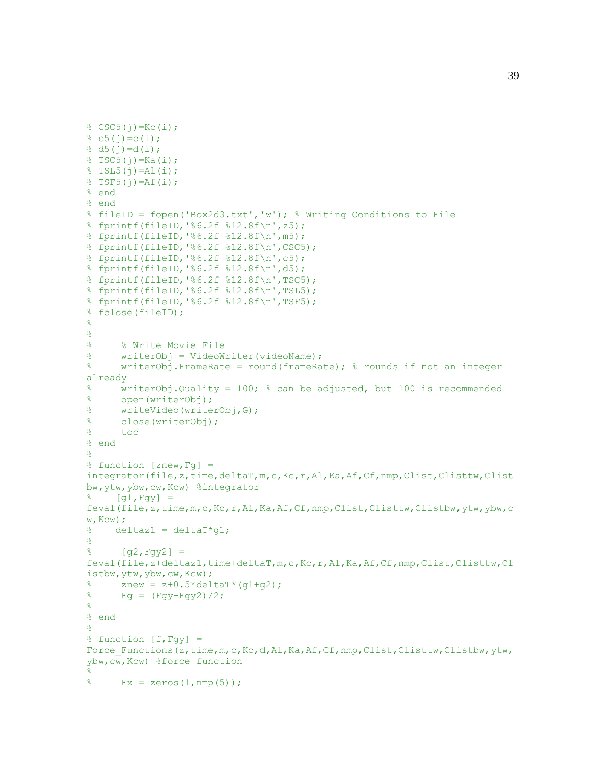```
% CSC5(j)=Kc(i);
% c5(j)=c(i);
% d5(j)=d(i);
% TSC5(j)=Ka(i);
% TSL5(j)=Al(i);
% TSF5(j)=Af(i);
% end
% end
% fileID = fopen('Box2d3.txt','w'); % Writing Conditions to File
% fprintf(fileID,'%6.2f %12.8f\n',z5);
% fprintf(fileID,'%6.2f %12.8f\n',m5);
% fprintf(fileID,'%6.2f %12.8f\n',CSC5);
% fprintf(fileID,'%6.2f %12.8f\n',c5);
% fprintf(fileID,'%6.2f %12.8f\n',d5);
% fprintf(fileID,'%6.2f %12.8f\n',TSC5);
% fprintf(fileID,'%6.2f %12.8f\n',TSL5);
% fprintf(fileID,'%6.2f %12.8f\n',TSF5);
% fclose(fileID);
%
%
%     % Write Movie File
%     writerObj = VideoWriter(videoName);
%     writerObj.FrameRate = round(frameRate); % rounds if not an integer
already
%     writerObj.Quality = 100; % can be adjusted, but 100 is recommended
%     open(writerObj);
%     writeVideo(writerObj,G);
%     close(writerObj);
%     toc
% end
%
% function [znew,Fg] =
integrator(file,z,time,deltaT,m,c,Kc,r,Al,Ka,Af,Cf,nmp,Clist,Clisttw,Clist
bw,ytw,ybw,cw,Kcw) %integrator
%    [g1,Fgy] =
feval(file,z,time,m,c,Kc,r,Al,Ka,Af,Cf,nmp,Clist,Clisttw,Clistbw,ytw,ybw,c
w,Kcw);
%    deltaz1 = deltaT*g1;
%
%     [g2,Fgy2] =
feval(file,z+deltaz1,time+deltaT,m,c,Kc,r,Al,Ka,Af,Cf,nmp,Clist,Clisttw,Cl
istbw,ytw,ybw,cw,Kcw);
%     znew = z+0.5*deltaT*(g1+g2);
%     Fg = (Fgy+Fgy2)/2;
%
% end
%
% function [f,Fgy] =
Force_Functions(z,time,m,c,Kc,d,Al,Ka,Af,Cf,nmp,Clist,Clisttw,Clistbw,ytw,
ybw,cw,Kcw) %force function
%
%     Fx = zeros(1,nmp(5));
```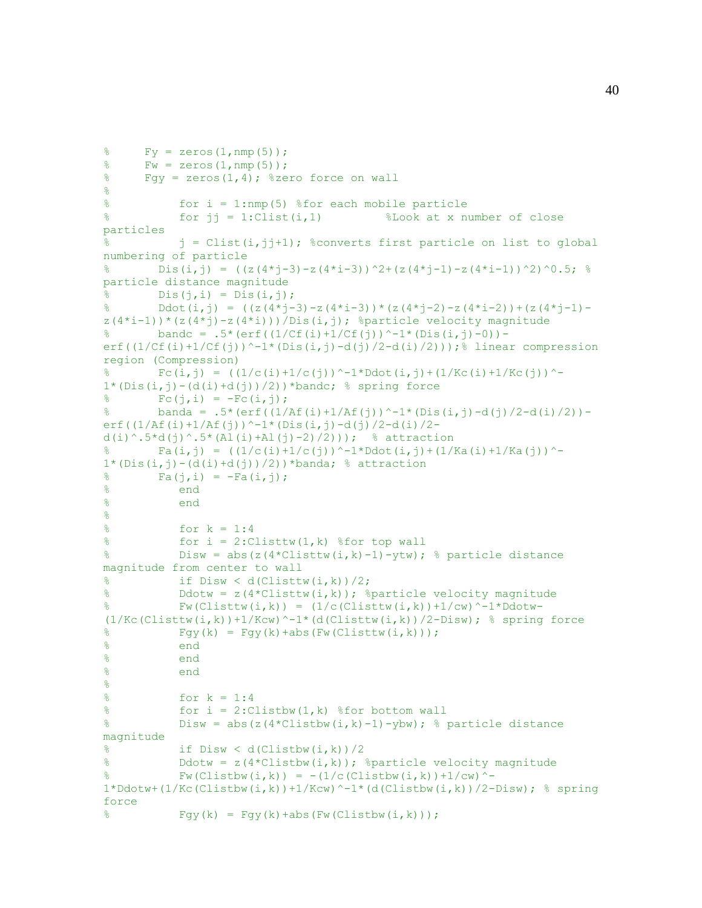```
%     Fy = zeros(1,nmp(5));
%     Fw = zeros(1,nmp(5));
%     Fgy = zeros(1,4); %zero force on wall
%
%          for i = 1:nmp(5) %for each mobile particle
%          for jj = 1:Clist(i,1)         %Look at x number of close particles
%          j = Clist(i,jj+1); %converts first particle on list to global numbering of particle
%       Dis(i,j) = ((z(4*j-3)-z(4*i-3))^2+(z(4*j-1)-z(4*i-1))^2)^0.5; % particle distance magnitude
%       Dis(j,i) = Dis(i,j);
%       Ddot(i,j) = ((z(4*j-3)-z(4*i-3))*(z(4*j-2)-z(4*i-2))+(z(4*j-1)-z(4*i-1))*(z(4*j)-z(4*i)))/Dis(i,j); %particle velocity magnitude
%       bandc = .5*(erf((1/Cf(i)+1/Cf(j))^-1*(Dis(i,j)-0))-erf((1/Cf(i)+1/Cf(j))^-1*(Dis(i,j)-d(j)/2-d(i)/2)));% linear compression region (Compression)
%       Fc(i,j) = ((1/c(i)+1/c(j))^-1*Ddot(i,j)+(1/Kc(i)+1/Kc(j))^-1*(Dis(i,j)-(d(i)+d(j))/2))*bandc; % spring force
%       Fc(j,i) = -Fc(i,j);
%       banda = .5*(erf((1/Af(i)+1/Af(j))^-1*(Dis(i,j)-d(j)/2-d(i)/2))-erf((1/Af(i)+1/Af(j))^-1*(Dis(i,j)-d(j)/2-d(i)/2-d(i)^.5*d(j)^.5*(Al(i)+Al(j)-2)/2)));  % attraction
%       Fa(i,j) = ((1/c(i)+1/c(j))^-1*Ddot(i,j)+(1/Ka(i)+1/Ka(j))^-1*(Dis(i,j)-(d(i)+d(j))/2))*banda; % attraction
%       Fa(j,i) = -Fa(i,j);
%          end
%          end
%
%          for k = 1:4
%          for i = 2:Clisttw(1,k) %for top wall
%          Disw = abs(z(4*Clisttw(i,k)-1)-ytw); % particle distance magnitude from center to wall
%          if Disw < d(Clisttw(i,k))/2;
%          Ddotw = z(4*Clisttw(i,k)); %particle velocity magnitude
%          Fw(Clisttw(i,k)) = (1/c(Clisttw(i,k))+1/cw)^-1*Ddotw-(1/Kc(Clisttw(i,k))+1/Kcw)^-1*(d(Clisttw(i,k))/2-Disw); % spring force
%          Fgy(k) = Fgy(k)+abs(Fw(Clisttw(i,k)));
%          end
%          end
%          end
%
%          for k = 1:4
%          for i = 2:Clistbw(1,k) %for bottom wall
%          Disw = abs(z(4*Clistbw(i,k)-1)-ybw); % particle distance magnitude
%          if Disw < d(Clistbw(i,k))/2
%          Ddotw = z(4*Clistbw(i,k)); %particle velocity magnitude
%          Fw(Clistbw(i,k)) = -(1/c(Clistbw(i,k))+1/cw)^-1*Ddotw+(1/Kc(Clistbw(i,k))+1/Kcw)^-1*(d(Clistbw(i,k))/2-Disw); % spring force
%          Fgy(k) = Fgy(k)+abs(Fw(Clistbw(i,k)));
```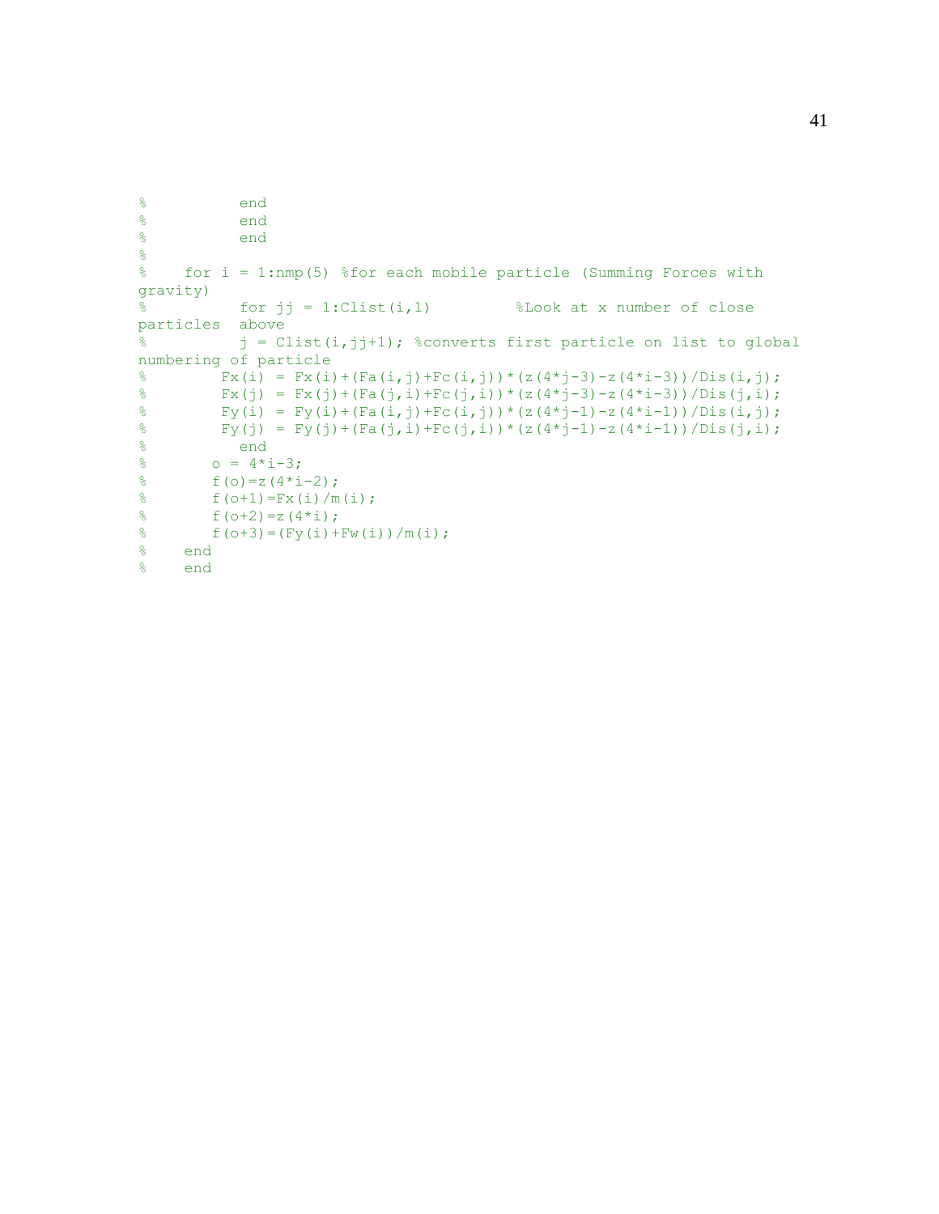```
%           end
%           end
%           end
%
%     for i = 1:nmp(5) %for each mobile particle (Summing Forces with
gravity)
%           for jj = 1:Clist(i,1)         %Look at x number of close
particles  above
%           j = Clist(i,jj+1); %converts first particle on list to global
numbering of particle
%         Fx(i) = Fx(i)+(Fa(i,j)+Fc(i,j))*(z(4*j-3)-z(4*i-3))/Dis(i,j);
%         Fx(j) = Fx(j)+(Fa(j,i)+Fc(j,i))*(z(4*j-3)-z(4*i-3))/Dis(j,i);
%         Fy(i) = Fy(i)+(Fa(i,j)+Fc(i,j))*(z(4*j-1)-z(4*i-1))/Dis(i,j);
%         Fy(j) = Fy(j)+(Fa(j,i)+Fc(j,i))*(z(4*j-1)-z(4*i-1))/Dis(j,i);
%           end
%        o = 4*i-3;
%        f(o)=z(4*i-2);
%        f(o+1)=Fx(i)/m(i);
%        f(o+2)=z(4*i);
%        f(o+3)=(Fy(i)+Fw(i))/m(i);
%     end
%     end
```